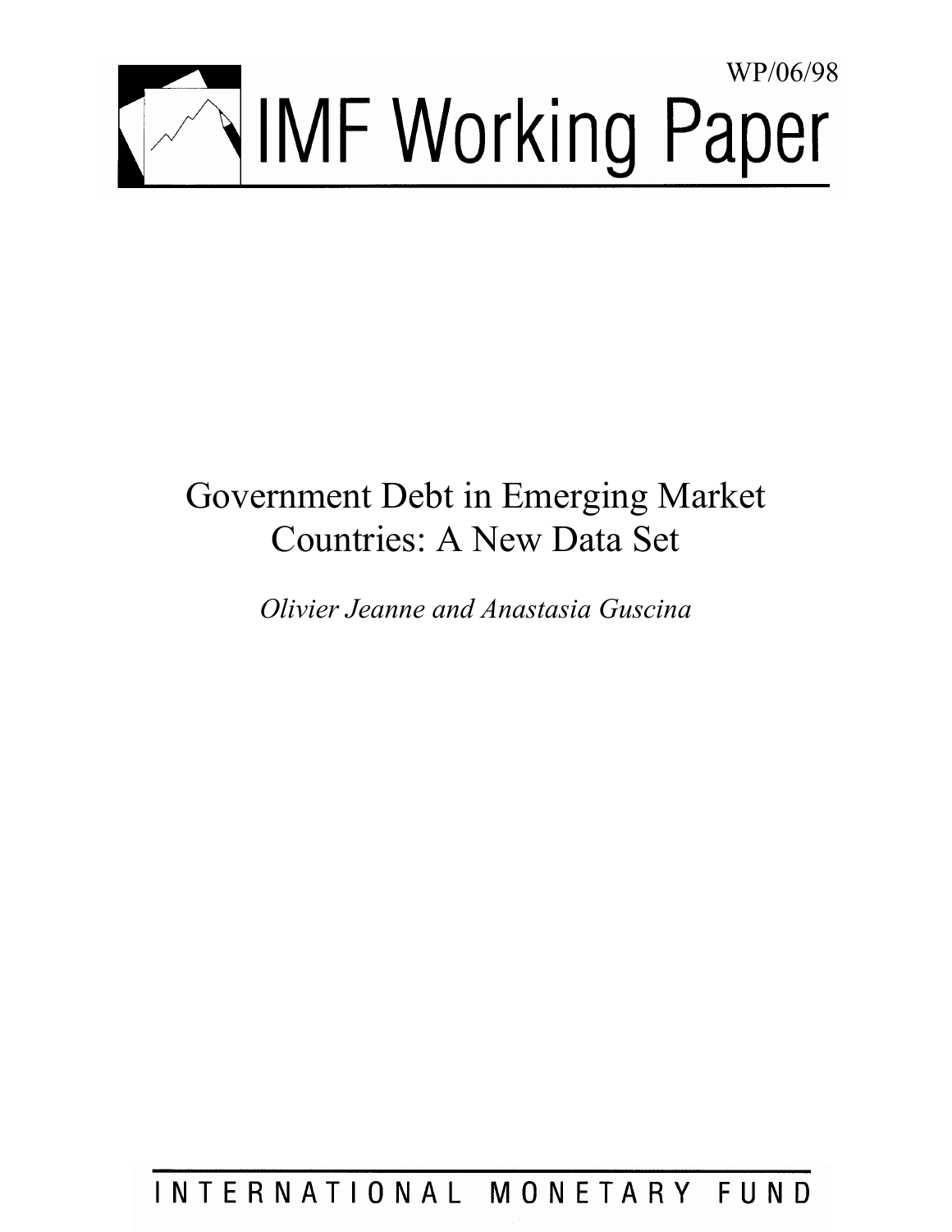WP/06/98

# IMF Working Paper

# Government Debt in Emerging Market Countries: A New Data Set

*Olivier Jeanne and Anastasia Guscina*

INTERNATIONAL MONETARY FUND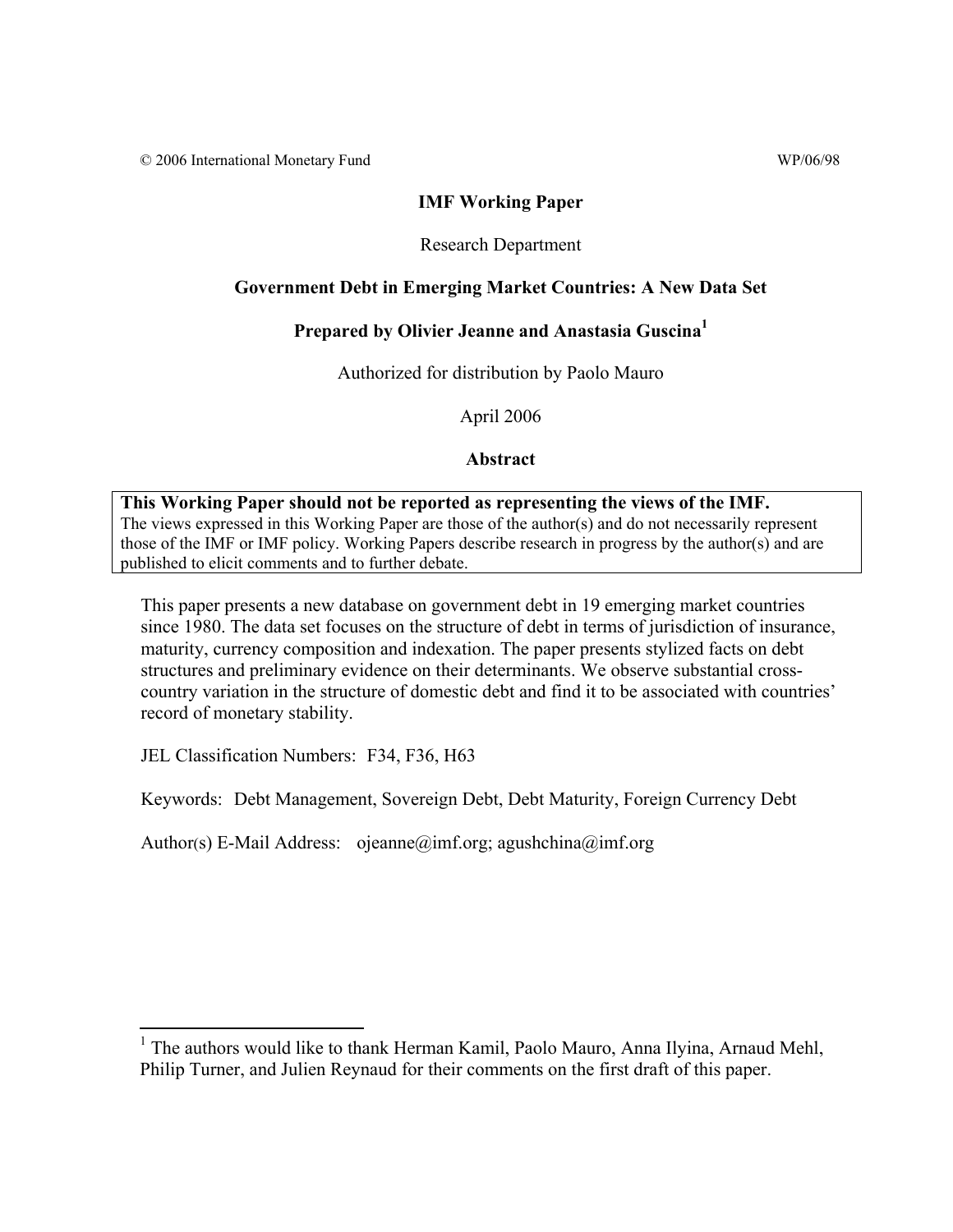© 2006 International Monetary Fund WP/06/98

**IMF Working Paper**

Research Department

**Government Debt in Emerging Market Countries: A New Data Set**

**Prepared by Olivier Jeanne and Anastasia Guscina[1]**

Authorized for distribution by Paolo Mauro

April 2006

**Abstract**

**This Working Paper should not be reported as representing the views of the IMF.**
The views expressed in this Working Paper are those of the author(s) and do not necessarily represent those of the IMF or IMF policy. Working Papers describe research in progress by the author(s) and are published to elicit comments and to further debate.

This paper presents a new database on government debt in 19 emerging market countries since 1980. The data set focuses on the structure of debt in terms of jurisdiction of insurance, maturity, currency composition and indexation. The paper presents stylized facts on debt structures and preliminary evidence on their determinants. We observe substantial cross-country variation in the structure of domestic debt and find it to be associated with countries' record of monetary stability.

JEL Classification Numbers: F34, F36, H63

Keywords: Debt Management, Sovereign Debt, Debt Maturity, Foreign Currency Debt

Author(s) E-Mail Address: ojeanne@imf.org; agushchina@imf.org

[1] The authors would like to thank Herman Kamil, Paolo Mauro, Anna Ilyina, Arnaud Mehl, Philip Turner, and Julien Reynaud for their comments on the first draft of this paper.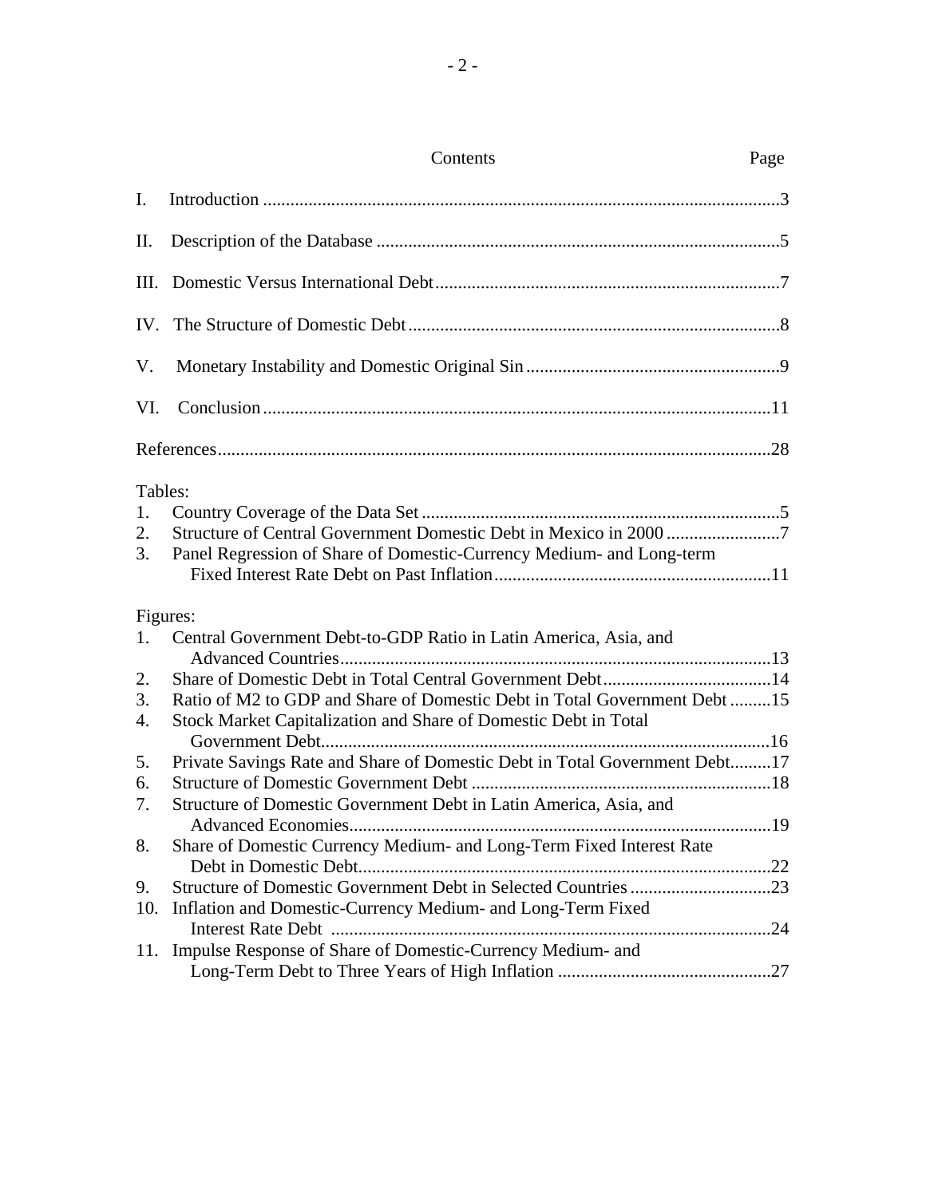Contents Page

I. Introduction ....................................................................................................................3

II. Description of the Database ..........................................................................................5

III. Domestic Versus International Debt...........................................................................7

IV. The Structure of Domestic Debt ..................................................................................8

V. Monetary Instability and Domestic Original Sin .........................................................9

VI. Conclusion ................................................................................................................11

References..........................................................................................................................28

Tables:

1. Country Coverage of the Data Set ...............................................................................5
2. Structure of Central Government Domestic Debt in Mexico in 2000 ..........................7
3. Panel Regression of Share of Domestic-Currency Medium- and Long-term Fixed Interest Rate Debt on Past Inflation.............................................................11

Figures:

1. Central Government Debt-to-GDP Ratio in Latin America, Asia, and Advanced Countries..............................................................................................13
2. Share of Domestic Debt in Total Central Government Debt.....................................14
3. Ratio of M2 to GDP and Share of Domestic Debt in Total Government Debt ..........15
4. Stock Market Capitalization and Share of Domestic Debt in Total Government Debt...................................................................................................16
5. Private Savings Rate and Share of Domestic Debt in Total Government Debt..........17
6. Structure of Domestic Government Debt ..................................................................18
7. Structure of Domestic Government Debt in Latin America, Asia, and Advanced Economies.............................................................................................19
8. Share of Domestic Currency Medium- and Long-Term Fixed Interest Rate Debt in Domestic Debt...........................................................................................22
9. Structure of Domestic Government Debt in Selected Countries ...............................23
10. Inflation and Domestic-Currency Medium- and Long-Term Fixed Interest Rate Debt .................................................................................................24
11. Impulse Response of Share of Domestic-Currency Medium- and Long-Term Debt to Three Years of High Inflation ...............................................27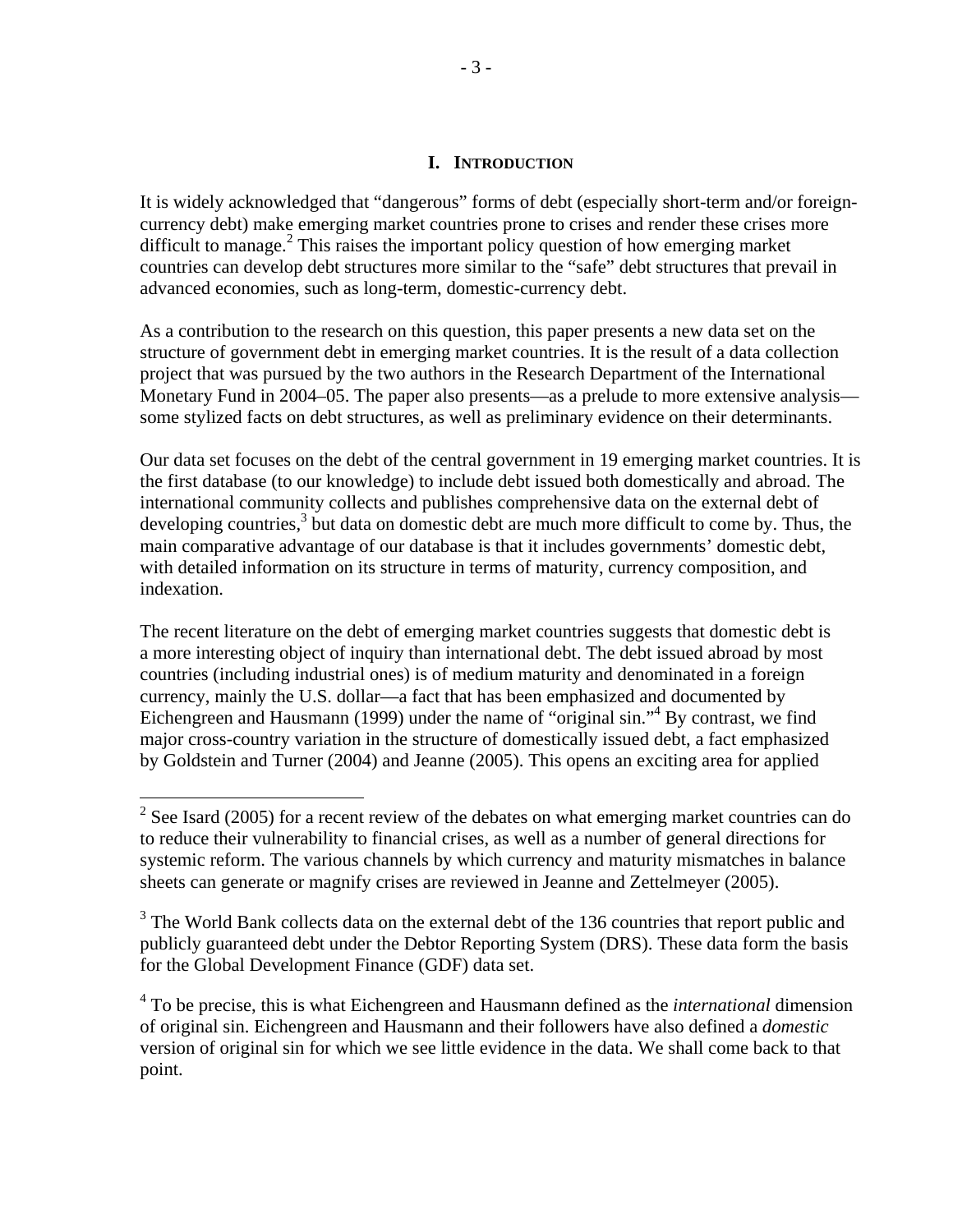# I. INTRODUCTION

It is widely acknowledged that "dangerous" forms of debt (especially short-term and/or foreign-currency debt) make emerging market countries prone to crises and render these crises more difficult to manage.[2] This raises the important policy question of how emerging market countries can develop debt structures more similar to the "safe" debt structures that prevail in advanced economies, such as long-term, domestic-currency debt.

As a contribution to the research on this question, this paper presents a new data set on the structure of government debt in emerging market countries. It is the result of a data collection project that was pursued by the two authors in the Research Department of the International Monetary Fund in 2004–05. The paper also presents—as a prelude to more extensive analysis—some stylized facts on debt structures, as well as preliminary evidence on their determinants.

Our data set focuses on the debt of the central government in 19 emerging market countries. It is the first database (to our knowledge) to include debt issued both domestically and abroad. The international community collects and publishes comprehensive data on the external debt of developing countries,[3] but data on domestic debt are much more difficult to come by. Thus, the main comparative advantage of our database is that it includes governments' domestic debt, with detailed information on its structure in terms of maturity, currency composition, and indexation.

The recent literature on the debt of emerging market countries suggests that domestic debt is a more interesting object of inquiry than international debt. The debt issued abroad by most countries (including industrial ones) is of medium maturity and denominated in a foreign currency, mainly the U.S. dollar—a fact that has been emphasized and documented by Eichengreen and Hausmann (1999) under the name of "original sin."[4] By contrast, we find major cross-country variation in the structure of domestically issued debt, a fact emphasized by Goldstein and Turner (2004) and Jeanne (2005). This opens an exciting area for applied

[2] See Isard (2005) for a recent review of the debates on what emerging market countries can do to reduce their vulnerability to financial crises, as well as a number of general directions for systemic reform. The various channels by which currency and maturity mismatches in balance sheets can generate or magnify crises are reviewed in Jeanne and Zettelmeyer (2005).

[3] The World Bank collects data on the external debt of the 136 countries that report public and publicly guaranteed debt under the Debtor Reporting System (DRS). These data form the basis for the Global Development Finance (GDF) data set.

[4] To be precise, this is what Eichengreen and Hausmann defined as the *international* dimension of original sin. Eichengreen and Hausmann and their followers have also defined a *domestic* version of original sin for which we see little evidence in the data. We shall come back to that point.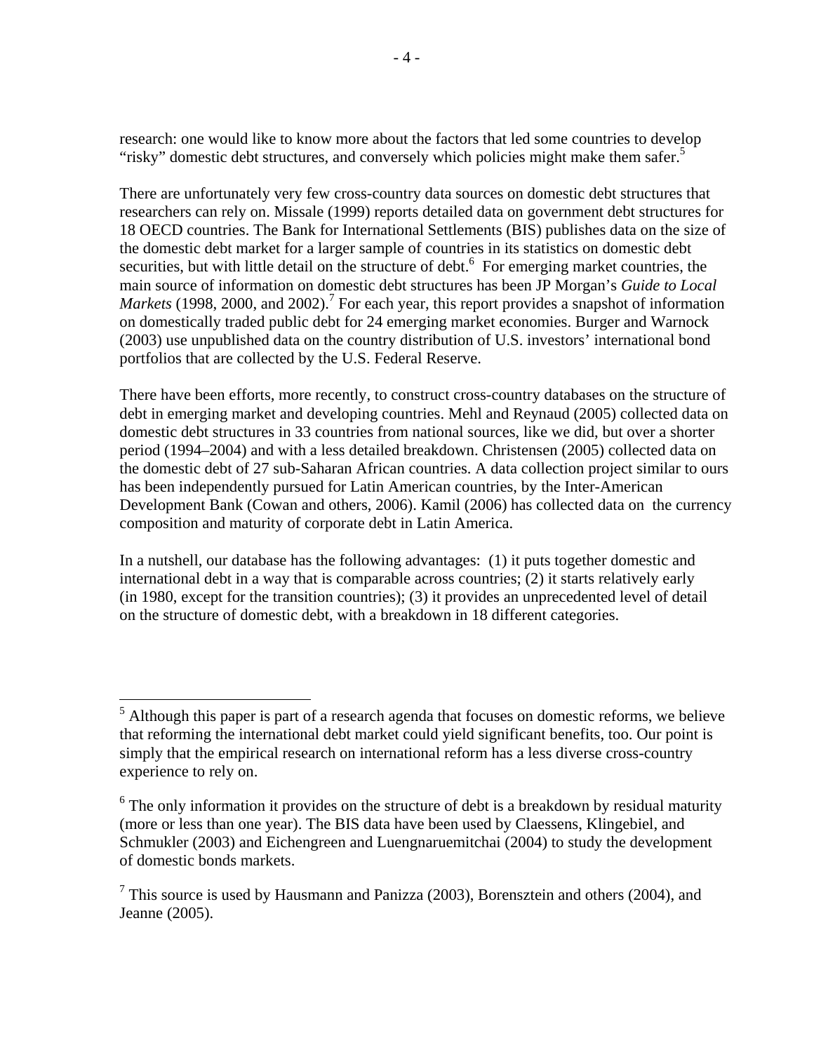research: one would like to know more about the factors that led some countries to develop "risky" domestic debt structures, and conversely which policies might make them safer.[5]

There are unfortunately very few cross-country data sources on domestic debt structures that researchers can rely on. Missale (1999) reports detailed data on government debt structures for 18 OECD countries. The Bank for International Settlements (BIS) publishes data on the size of the domestic debt market for a larger sample of countries in its statistics on domestic debt securities, but with little detail on the structure of debt.[6] For emerging market countries, the main source of information on domestic debt structures has been JP Morgan's *Guide to Local Markets* (1998, 2000, and 2002).[7] For each year, this report provides a snapshot of information on domestically traded public debt for 24 emerging market economies. Burger and Warnock (2003) use unpublished data on the country distribution of U.S. investors' international bond portfolios that are collected by the U.S. Federal Reserve.

There have been efforts, more recently, to construct cross-country databases on the structure of debt in emerging market and developing countries. Mehl and Reynaud (2005) collected data on domestic debt structures in 33 countries from national sources, like we did, but over a shorter period (1994–2004) and with a less detailed breakdown. Christensen (2005) collected data on the domestic debt of 27 sub-Saharan African countries. A data collection project similar to ours has been independently pursued for Latin American countries, by the Inter-American Development Bank (Cowan and others, 2006). Kamil (2006) has collected data on the currency composition and maturity of corporate debt in Latin America.

In a nutshell, our database has the following advantages: (1) it puts together domestic and international debt in a way that is comparable across countries; (2) it starts relatively early (in 1980, except for the transition countries); (3) it provides an unprecedented level of detail on the structure of domestic debt, with a breakdown in 18 different categories.

---

[5] Although this paper is part of a research agenda that focuses on domestic reforms, we believe that reforming the international debt market could yield significant benefits, too. Our point is simply that the empirical research on international reform has a less diverse cross-country experience to rely on.

[6] The only information it provides on the structure of debt is a breakdown by residual maturity (more or less than one year). The BIS data have been used by Claessens, Klingebiel, and Schmukler (2003) and Eichengreen and Luengnaruemitchai (2004) to study the development of domestic bonds markets.

[7] This source is used by Hausmann and Panizza (2003), Borensztein and others (2004), and Jeanne (2005).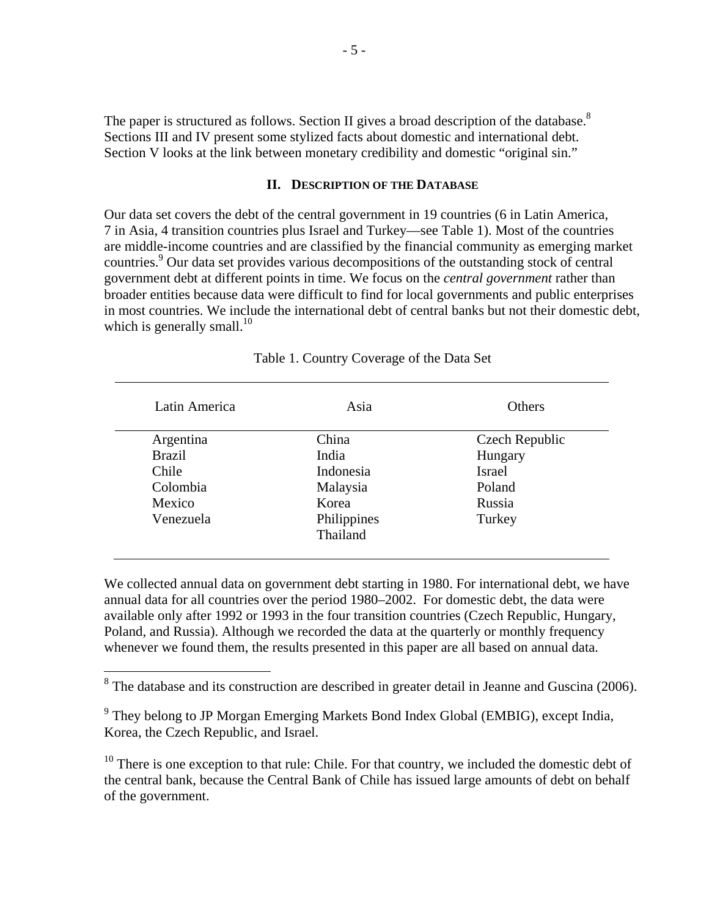The paper is structured as follows. Section II gives a broad description of the database.[8] Sections III and IV present some stylized facts about domestic and international debt. Section V looks at the link between monetary credibility and domestic "original sin."

## II. Description of the Database

Our data set covers the debt of the central government in 19 countries (6 in Latin America, 7 in Asia, 4 transition countries plus Israel and Turkey—see Table 1). Most of the countries are middle-income countries and are classified by the financial community as emerging market countries.[9] Our data set provides various decompositions of the outstanding stock of central government debt at different points in time. We focus on the *central government* rather than broader entities because data were difficult to find for local governments and public enterprises in most countries. We include the international debt of central banks but not their domestic debt, which is generally small.[10]

Table 1. Country Coverage of the Data Set

| Latin America | Asia | Others |
|---|---|---|
| Argentina | China | Czech Republic |
| Brazil | India | Hungary |
| Chile | Indonesia | Israel |
| Colombia | Malaysia | Poland |
| Mexico | Korea | Russia |
| Venezuela | Philippines | Turkey |
| | Thailand | |

We collected annual data on government debt starting in 1980. For international debt, we have annual data for all countries over the period 1980–2002. For domestic debt, the data were available only after 1992 or 1993 in the four transition countries (Czech Republic, Hungary, Poland, and Russia). Although we recorded the data at the quarterly or monthly frequency whenever we found them, the results presented in this paper are all based on annual data.

[8] The database and its construction are described in greater detail in Jeanne and Guscina (2006).

[9] They belong to JP Morgan Emerging Markets Bond Index Global (EMBIG), except India, Korea, the Czech Republic, and Israel.

[10] There is one exception to that rule: Chile. For that country, we included the domestic debt of the central bank, because the Central Bank of Chile has issued large amounts of debt on behalf of the government.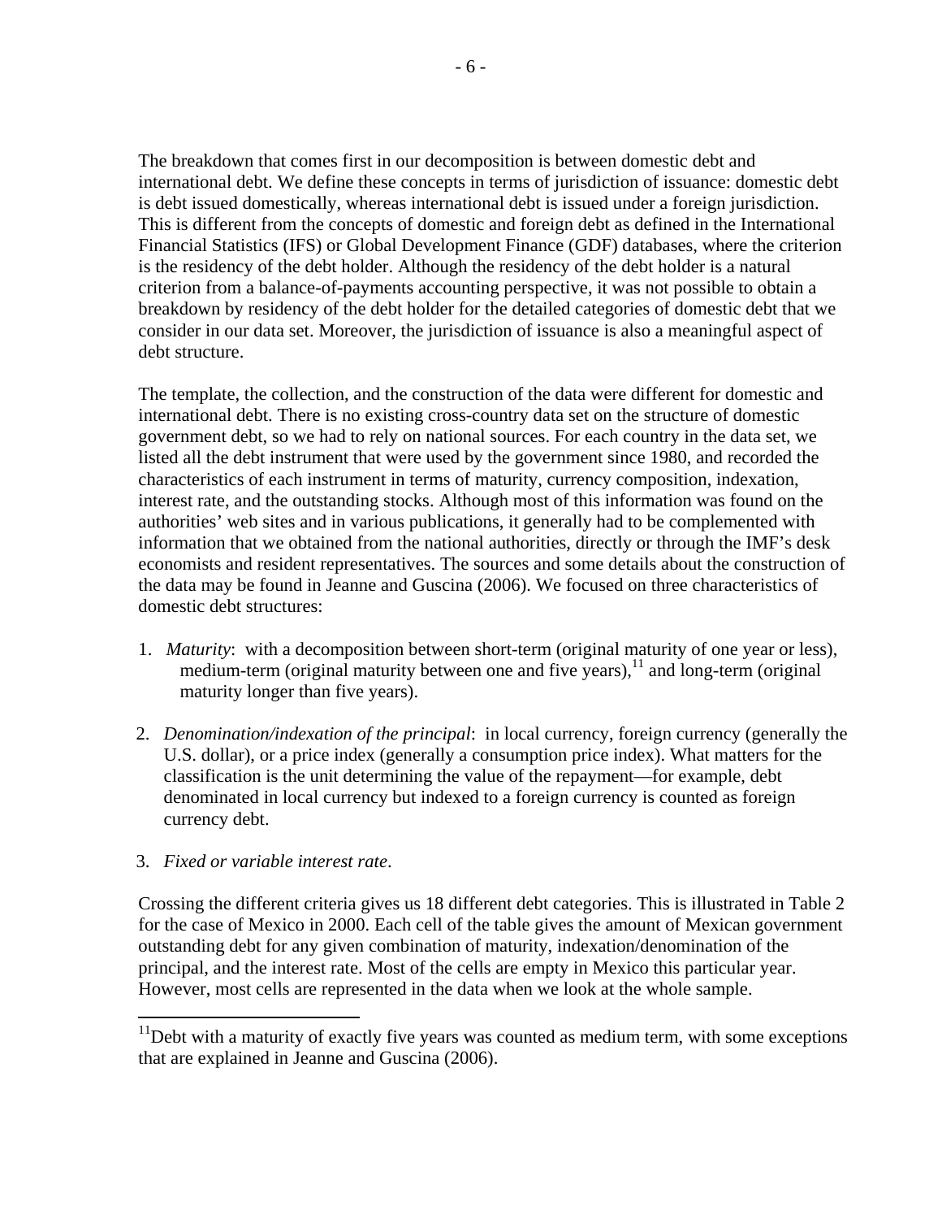The breakdown that comes first in our decomposition is between domestic debt and international debt. We define these concepts in terms of jurisdiction of issuance: domestic debt is debt issued domestically, whereas international debt is issued under a foreign jurisdiction. This is different from the concepts of domestic and foreign debt as defined in the International Financial Statistics (IFS) or Global Development Finance (GDF) databases, where the criterion is the residency of the debt holder. Although the residency of the debt holder is a natural criterion from a balance-of-payments accounting perspective, it was not possible to obtain a breakdown by residency of the debt holder for the detailed categories of domestic debt that we consider in our data set. Moreover, the jurisdiction of issuance is also a meaningful aspect of debt structure.

The template, the collection, and the construction of the data were different for domestic and international debt. There is no existing cross-country data set on the structure of domestic government debt, so we had to rely on national sources. For each country in the data set, we listed all the debt instrument that were used by the government since 1980, and recorded the characteristics of each instrument in terms of maturity, currency composition, indexation, interest rate, and the outstanding stocks. Although most of this information was found on the authorities' web sites and in various publications, it generally had to be complemented with information that we obtained from the national authorities, directly or through the IMF's desk economists and resident representatives. The sources and some details about the construction of the data may be found in Jeanne and Guscina (2006). We focused on three characteristics of domestic debt structures:

1. *Maturity*: with a decomposition between short-term (original maturity of one year or less), medium-term (original maturity between one and five years),[11] and long-term (original maturity longer than five years).

2. *Denomination/indexation of the principal*: in local currency, foreign currency (generally the U.S. dollar), or a price index (generally a consumption price index). What matters for the classification is the unit determining the value of the repayment—for example, debt denominated in local currency but indexed to a foreign currency is counted as foreign currency debt.

3. *Fixed or variable interest rate*.

Crossing the different criteria gives us 18 different debt categories. This is illustrated in Table 2 for the case of Mexico in 2000. Each cell of the table gives the amount of Mexican government outstanding debt for any given combination of maturity, indexation/denomination of the principal, and the interest rate. Most of the cells are empty in Mexico this particular year. However, most cells are represented in the data when we look at the whole sample.

---

[11]Debt with a maturity of exactly five years was counted as medium term, with some exceptions that are explained in Jeanne and Guscina (2006).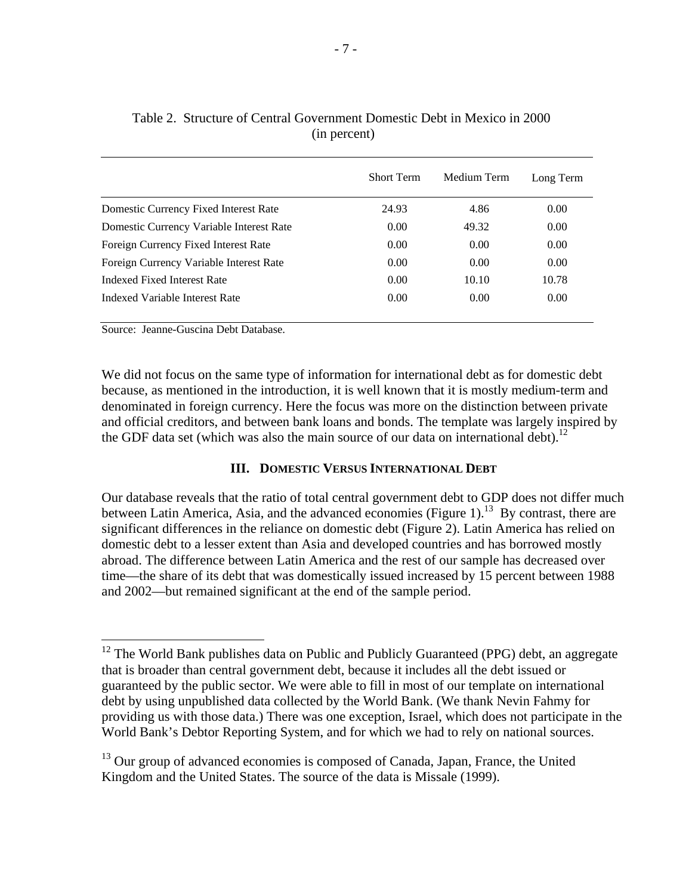Table 2. Structure of Central Government Domestic Debt in Mexico in 2000
(in percent)

| | Short Term | Medium Term | Long Term |
|---|---|---|---|
| Domestic Currency Fixed Interest Rate | 24.93 | 4.86 | 0.00 |
| Domestic Currency Variable Interest Rate | 0.00 | 49.32 | 0.00 |
| Foreign Currency Fixed Interest Rate | 0.00 | 0.00 | 0.00 |
| Foreign Currency Variable Interest Rate | 0.00 | 0.00 | 0.00 |
| Indexed Fixed Interest Rate | 0.00 | 10.10 | 10.78 |
| Indexed Variable Interest Rate | 0.00 | 0.00 | 0.00 |

Source: Jeanne-Guscina Debt Database.

We did not focus on the same type of information for international debt as for domestic debt because, as mentioned in the introduction, it is well known that it is mostly medium-term and denominated in foreign currency. Here the focus was more on the distinction between private and official creditors, and between bank loans and bonds. The template was largely inspired by the GDF data set (which was also the main source of our data on international debt).[12]

## III. Domestic Versus International Debt

Our database reveals that the ratio of total central government debt to GDP does not differ much between Latin America, Asia, and the advanced economies (Figure 1).[13] By contrast, there are significant differences in the reliance on domestic debt (Figure 2). Latin America has relied on domestic debt to a lesser extent than Asia and developed countries and has borrowed mostly abroad. The difference between Latin America and the rest of our sample has decreased over time—the share of its debt that was domestically issued increased by 15 percent between 1988 and 2002—but remained significant at the end of the sample period.

---

[12] The World Bank publishes data on Public and Publicly Guaranteed (PPG) debt, an aggregate that is broader than central government debt, because it includes all the debt issued or guaranteed by the public sector. We were able to fill in most of our template on international debt by using unpublished data collected by the World Bank. (We thank Nevin Fahmy for providing us with those data.) There was one exception, Israel, which does not participate in the World Bank's Debtor Reporting System, and for which we had to rely on national sources.

[13] Our group of advanced economies is composed of Canada, Japan, France, the United Kingdom and the United States. The source of the data is Missale (1999).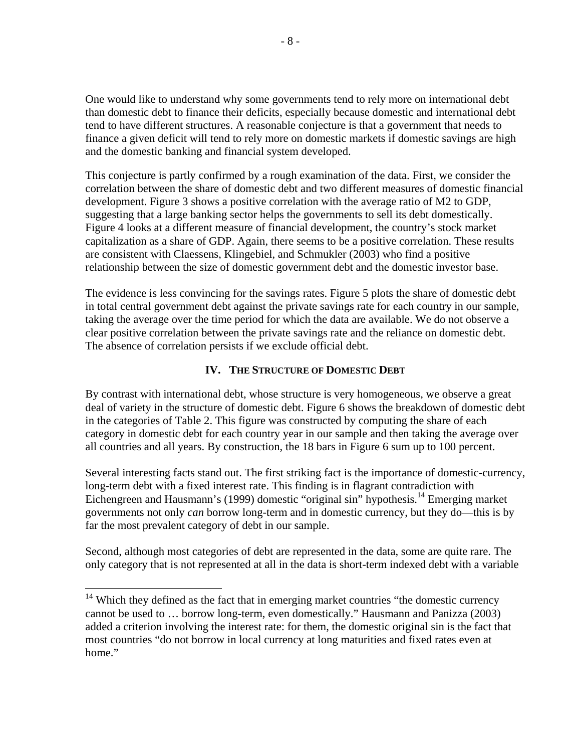One would like to understand why some governments tend to rely more on international debt than domestic debt to finance their deficits, especially because domestic and international debt tend to have different structures. A reasonable conjecture is that a government that needs to finance a given deficit will tend to rely more on domestic markets if domestic savings are high and the domestic banking and financial system developed.

This conjecture is partly confirmed by a rough examination of the data. First, we consider the correlation between the share of domestic debt and two different measures of domestic financial development. Figure 3 shows a positive correlation with the average ratio of M2 to GDP, suggesting that a large banking sector helps the governments to sell its debt domestically. Figure 4 looks at a different measure of financial development, the country's stock market capitalization as a share of GDP. Again, there seems to be a positive correlation. These results are consistent with Claessens, Klingebiel, and Schmukler (2003) who find a positive relationship between the size of domestic government debt and the domestic investor base.

The evidence is less convincing for the savings rates. Figure 5 plots the share of domestic debt in total central government debt against the private savings rate for each country in our sample, taking the average over the time period for which the data are available. We do not observe a clear positive correlation between the private savings rate and the reliance on domestic debt. The absence of correlation persists if we exclude official debt.

## IV. The Structure of Domestic Debt

By contrast with international debt, whose structure is very homogeneous, we observe a great deal of variety in the structure of domestic debt. Figure 6 shows the breakdown of domestic debt in the categories of Table 2. This figure was constructed by computing the share of each category in domestic debt for each country year in our sample and then taking the average over all countries and all years. By construction, the 18 bars in Figure 6 sum up to 100 percent.

Several interesting facts stand out. The first striking fact is the importance of domestic-currency, long-term debt with a fixed interest rate. This finding is in flagrant contradiction with Eichengreen and Hausmann's (1999) domestic "original sin" hypothesis.[14] Emerging market governments not only *can* borrow long-term and in domestic currency, but they do—this is by far the most prevalent category of debt in our sample.

Second, although most categories of debt are represented in the data, some are quite rare. The only category that is not represented at all in the data is short-term indexed debt with a variable

[14] Which they defined as the fact that in emerging market countries "the domestic currency cannot be used to … borrow long-term, even domestically." Hausmann and Panizza (2003) added a criterion involving the interest rate: for them, the domestic original sin is the fact that most countries "do not borrow in local currency at long maturities and fixed rates even at home."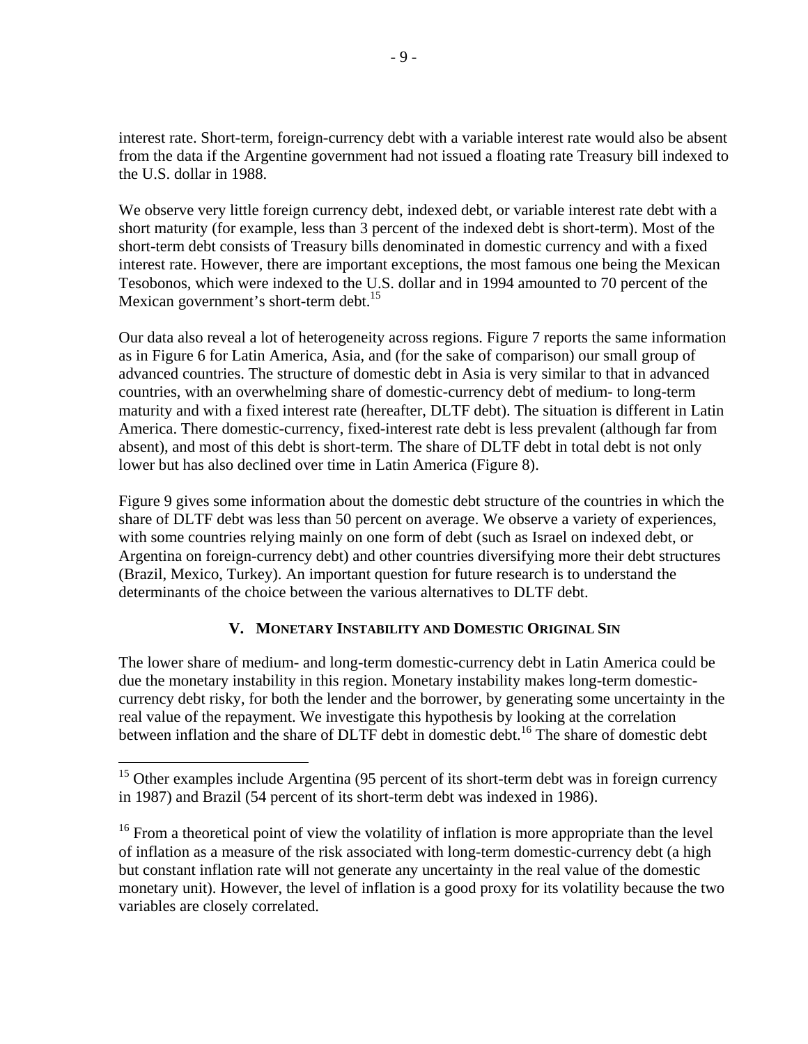interest rate. Short-term, foreign-currency debt with a variable interest rate would also be absent from the data if the Argentine government had not issued a floating rate Treasury bill indexed to the U.S. dollar in 1988.

We observe very little foreign currency debt, indexed debt, or variable interest rate debt with a short maturity (for example, less than 3 percent of the indexed debt is short-term). Most of the short-term debt consists of Treasury bills denominated in domestic currency and with a fixed interest rate. However, there are important exceptions, the most famous one being the Mexican Tesobonos, which were indexed to the U.S. dollar and in 1994 amounted to 70 percent of the Mexican government's short-term debt.[15]

Our data also reveal a lot of heterogeneity across regions. Figure 7 reports the same information as in Figure 6 for Latin America, Asia, and (for the sake of comparison) our small group of advanced countries. The structure of domestic debt in Asia is very similar to that in advanced countries, with an overwhelming share of domestic-currency debt of medium- to long-term maturity and with a fixed interest rate (hereafter, DLTF debt). The situation is different in Latin America. There domestic-currency, fixed-interest rate debt is less prevalent (although far from absent), and most of this debt is short-term. The share of DLTF debt in total debt is not only lower but has also declined over time in Latin America (Figure 8).

Figure 9 gives some information about the domestic debt structure of the countries in which the share of DLTF debt was less than 50 percent on average. We observe a variety of experiences, with some countries relying mainly on one form of debt (such as Israel on indexed debt, or Argentina on foreign-currency debt) and other countries diversifying more their debt structures (Brazil, Mexico, Turkey). An important question for future research is to understand the determinants of the choice between the various alternatives to DLTF debt.

## V. Monetary Instability and Domestic Original Sin

The lower share of medium- and long-term domestic-currency debt in Latin America could be due the monetary instability in this region. Monetary instability makes long-term domestic-currency debt risky, for both the lender and the borrower, by generating some uncertainty in the real value of the repayment. We investigate this hypothesis by looking at the correlation between inflation and the share of DLTF debt in domestic debt.[16] The share of domestic debt

---

[15] Other examples include Argentina (95 percent of its short-term debt was in foreign currency in 1987) and Brazil (54 percent of its short-term debt was indexed in 1986).

[16] From a theoretical point of view the volatility of inflation is more appropriate than the level of inflation as a measure of the risk associated with long-term domestic-currency debt (a high but constant inflation rate will not generate any uncertainty in the real value of the domestic monetary unit). However, the level of inflation is a good proxy for its volatility because the two variables are closely correlated.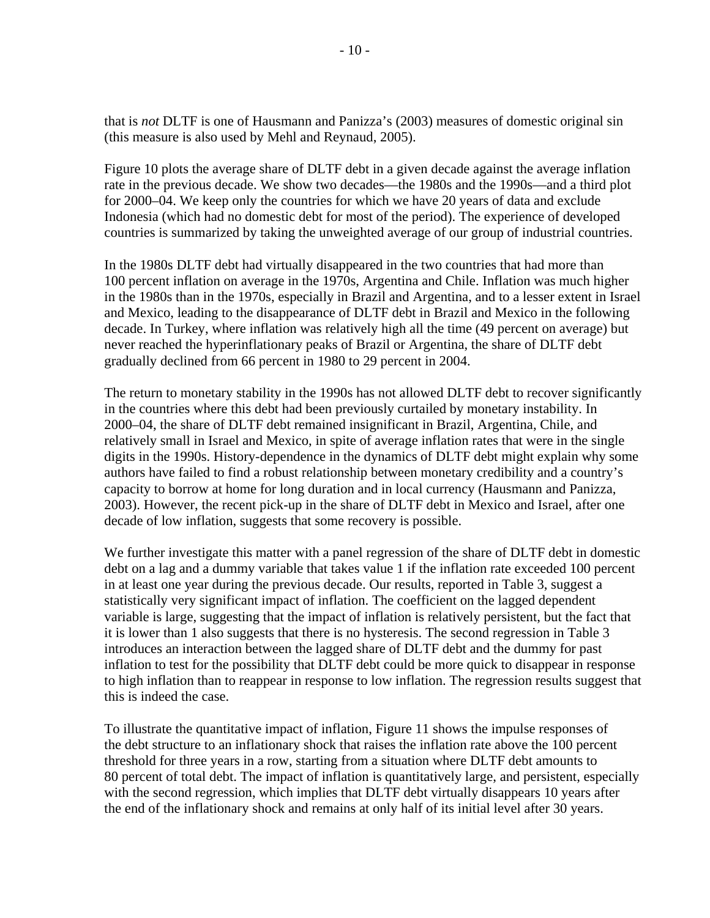that is *not* DLTF is one of Hausmann and Panizza's (2003) measures of domestic original sin (this measure is also used by Mehl and Reynaud, 2005).

Figure 10 plots the average share of DLTF debt in a given decade against the average inflation rate in the previous decade. We show two decades—the 1980s and the 1990s—and a third plot for 2000–04. We keep only the countries for which we have 20 years of data and exclude Indonesia (which had no domestic debt for most of the period). The experience of developed countries is summarized by taking the unweighted average of our group of industrial countries.

In the 1980s DLTF debt had virtually disappeared in the two countries that had more than 100 percent inflation on average in the 1970s, Argentina and Chile. Inflation was much higher in the 1980s than in the 1970s, especially in Brazil and Argentina, and to a lesser extent in Israel and Mexico, leading to the disappearance of DLTF debt in Brazil and Mexico in the following decade. In Turkey, where inflation was relatively high all the time (49 percent on average) but never reached the hyperinflationary peaks of Brazil or Argentina, the share of DLTF debt gradually declined from 66 percent in 1980 to 29 percent in 2004.

The return to monetary stability in the 1990s has not allowed DLTF debt to recover significantly in the countries where this debt had been previously curtailed by monetary instability. In 2000–04, the share of DLTF debt remained insignificant in Brazil, Argentina, Chile, and relatively small in Israel and Mexico, in spite of average inflation rates that were in the single digits in the 1990s. History-dependence in the dynamics of DLTF debt might explain why some authors have failed to find a robust relationship between monetary credibility and a country's capacity to borrow at home for long duration and in local currency (Hausmann and Panizza, 2003). However, the recent pick-up in the share of DLTF debt in Mexico and Israel, after one decade of low inflation, suggests that some recovery is possible.

We further investigate this matter with a panel regression of the share of DLTF debt in domestic debt on a lag and a dummy variable that takes value 1 if the inflation rate exceeded 100 percent in at least one year during the previous decade. Our results, reported in Table 3, suggest a statistically very significant impact of inflation. The coefficient on the lagged dependent variable is large, suggesting that the impact of inflation is relatively persistent, but the fact that it is lower than 1 also suggests that there is no hysteresis. The second regression in Table 3 introduces an interaction between the lagged share of DLTF debt and the dummy for past inflation to test for the possibility that DLTF debt could be more quick to disappear in response to high inflation than to reappear in response to low inflation. The regression results suggest that this is indeed the case.

To illustrate the quantitative impact of inflation, Figure 11 shows the impulse responses of the debt structure to an inflationary shock that raises the inflation rate above the 100 percent threshold for three years in a row, starting from a situation where DLTF debt amounts to 80 percent of total debt. The impact of inflation is quantitatively large, and persistent, especially with the second regression, which implies that DLTF debt virtually disappears 10 years after the end of the inflationary shock and remains at only half of its initial level after 30 years.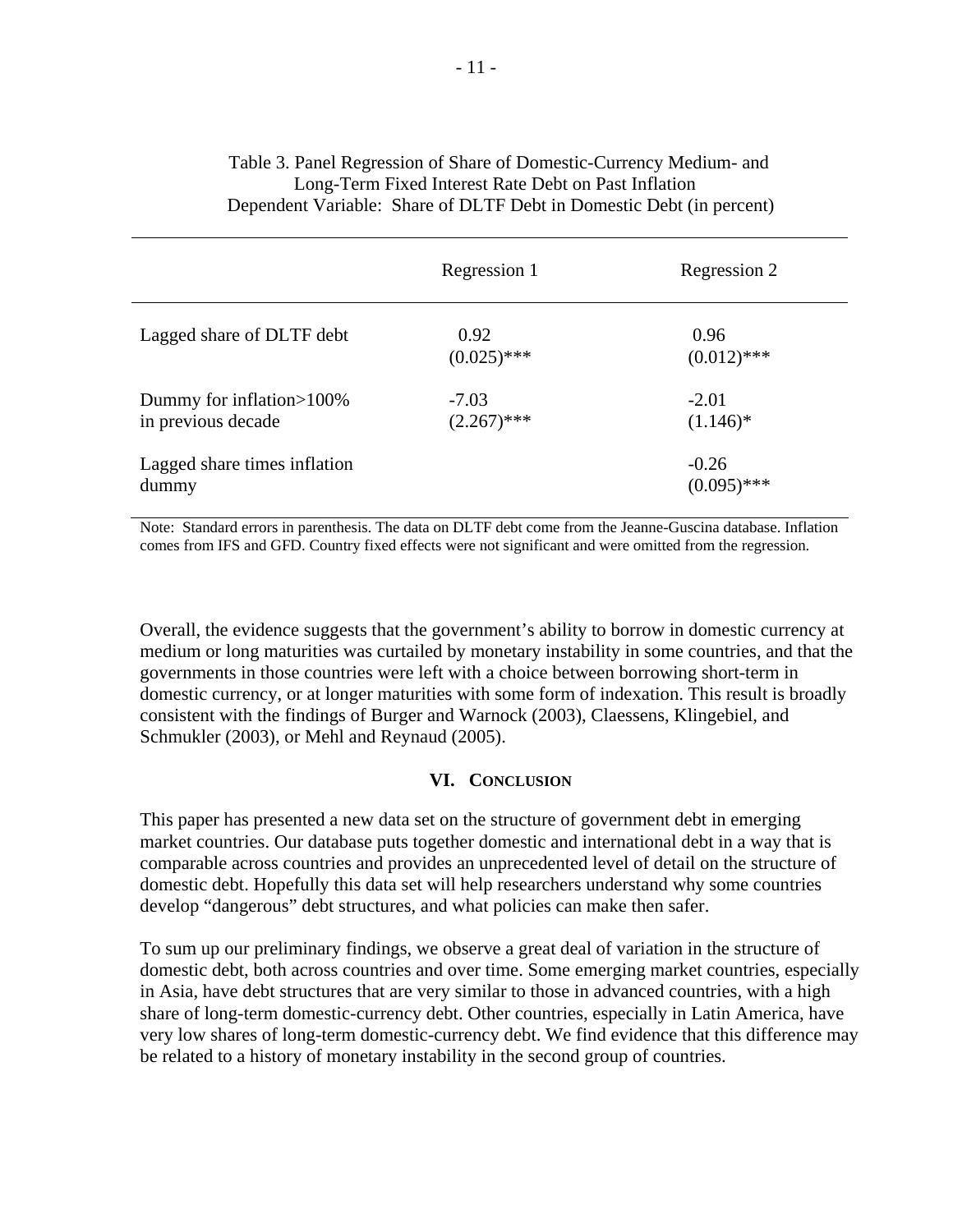Table 3. Panel Regression of Share of Domestic-Currency Medium- and Long-Term Fixed Interest Rate Debt on Past Inflation
Dependent Variable: Share of DLTF Debt in Domestic Debt (in percent)

| | Regression 1 | Regression 2 |
|---|---|---|
| Lagged share of DLTF debt | 0.92<br>(0.025)*** | 0.96<br>(0.012)*** |
| Dummy for inflation>100% in previous decade | -7.03<br>(2.267)*** | -2.01<br>(1.146)* |
| Lagged share times inflation dummy | | -0.26<br>(0.095)*** |

Note: Standard errors in parenthesis. The data on DLTF debt come from the Jeanne-Guscina database. Inflation comes from IFS and GFD. Country fixed effects were not significant and were omitted from the regression.

Overall, the evidence suggests that the government's ability to borrow in domestic currency at medium or long maturities was curtailed by monetary instability in some countries, and that the governments in those countries were left with a choice between borrowing short-term in domestic currency, or at longer maturities with some form of indexation. This result is broadly consistent with the findings of Burger and Warnock (2003), Claessens, Klingebiel, and Schmukler (2003), or Mehl and Reynaud (2005).

## VI. Conclusion

This paper has presented a new data set on the structure of government debt in emerging market countries. Our database puts together domestic and international debt in a way that is comparable across countries and provides an unprecedented level of detail on the structure of domestic debt. Hopefully this data set will help researchers understand why some countries develop "dangerous" debt structures, and what policies can make then safer.

To sum up our preliminary findings, we observe a great deal of variation in the structure of domestic debt, both across countries and over time. Some emerging market countries, especially in Asia, have debt structures that are very similar to those in advanced countries, with a high share of long-term domestic-currency debt. Other countries, especially in Latin America, have very low shares of long-term domestic-currency debt. We find evidence that this difference may be related to a history of monetary instability in the second group of countries.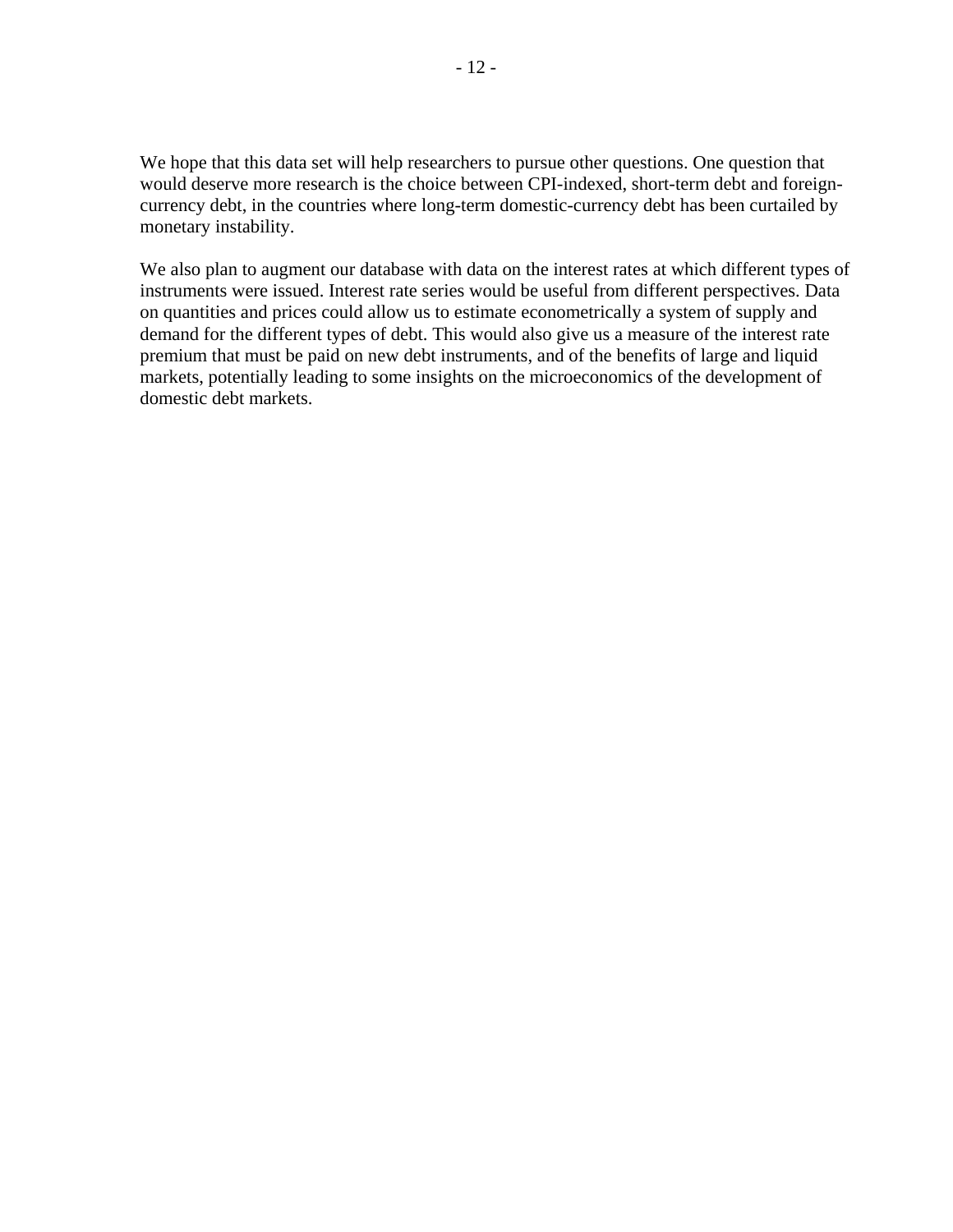We hope that this data set will help researchers to pursue other questions. One question that would deserve more research is the choice between CPI-indexed, short-term debt and foreign-currency debt, in the countries where long-term domestic-currency debt has been curtailed by monetary instability.

We also plan to augment our database with data on the interest rates at which different types of instruments were issued. Interest rate series would be useful from different perspectives. Data on quantities and prices could allow us to estimate econometrically a system of supply and demand for the different types of debt. This would also give us a measure of the interest rate premium that must be paid on new debt instruments, and of the benefits of large and liquid markets, potentially leading to some insights on the microeconomics of the development of domestic debt markets.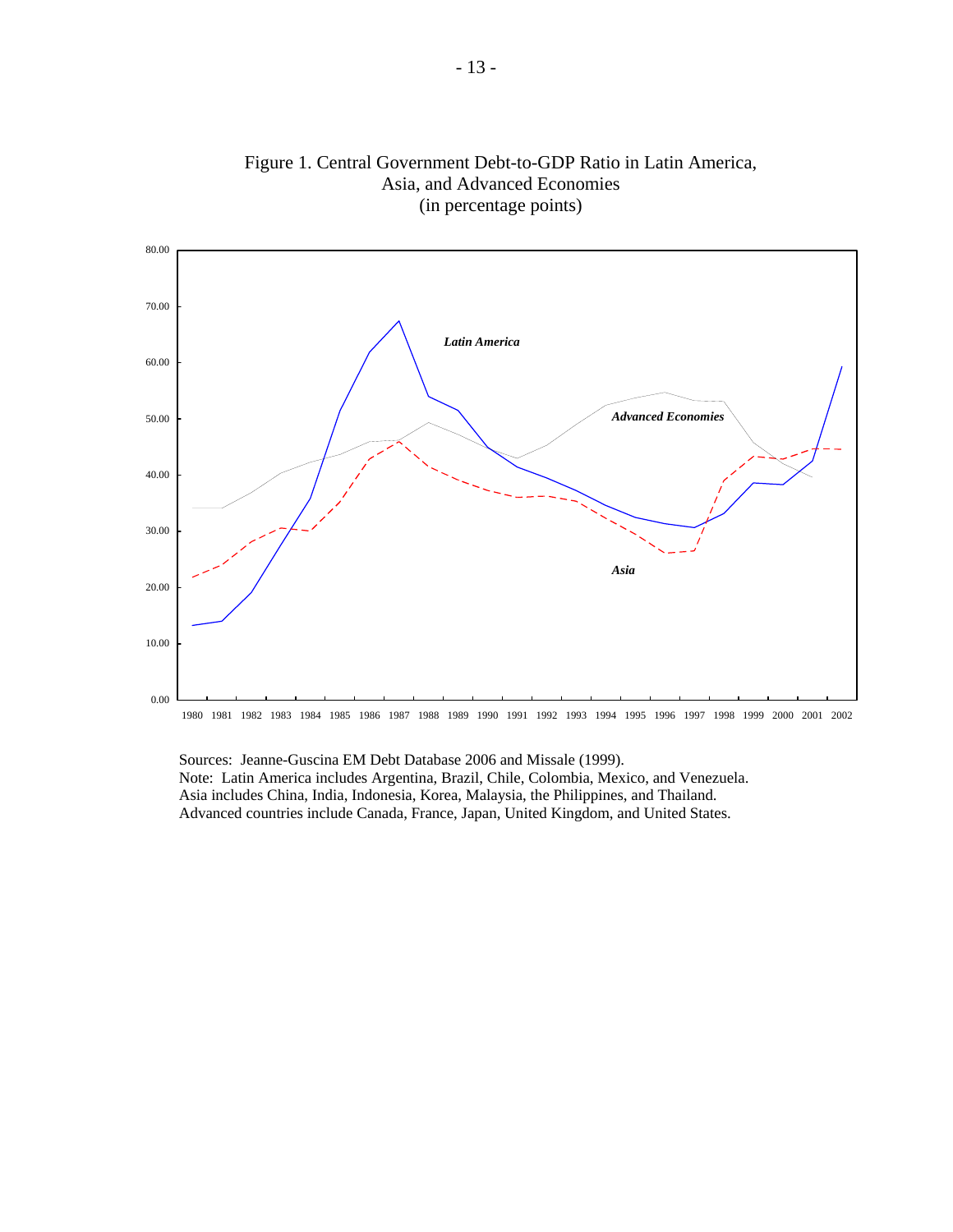Figure 1. Central Government Debt-to-GDP Ratio in Latin America, Asia, and Advanced Economies (in percentage points)

Sources: Jeanne-Guscina EM Debt Database 2006 and Missale (1999).
Note: Latin America includes Argentina, Brazil, Chile, Colombia, Mexico, and Venezuela. Asia includes China, India, Indonesia, Korea, Malaysia, the Philippines, and Thailand. Advanced countries include Canada, France, Japan, United Kingdom, and United States.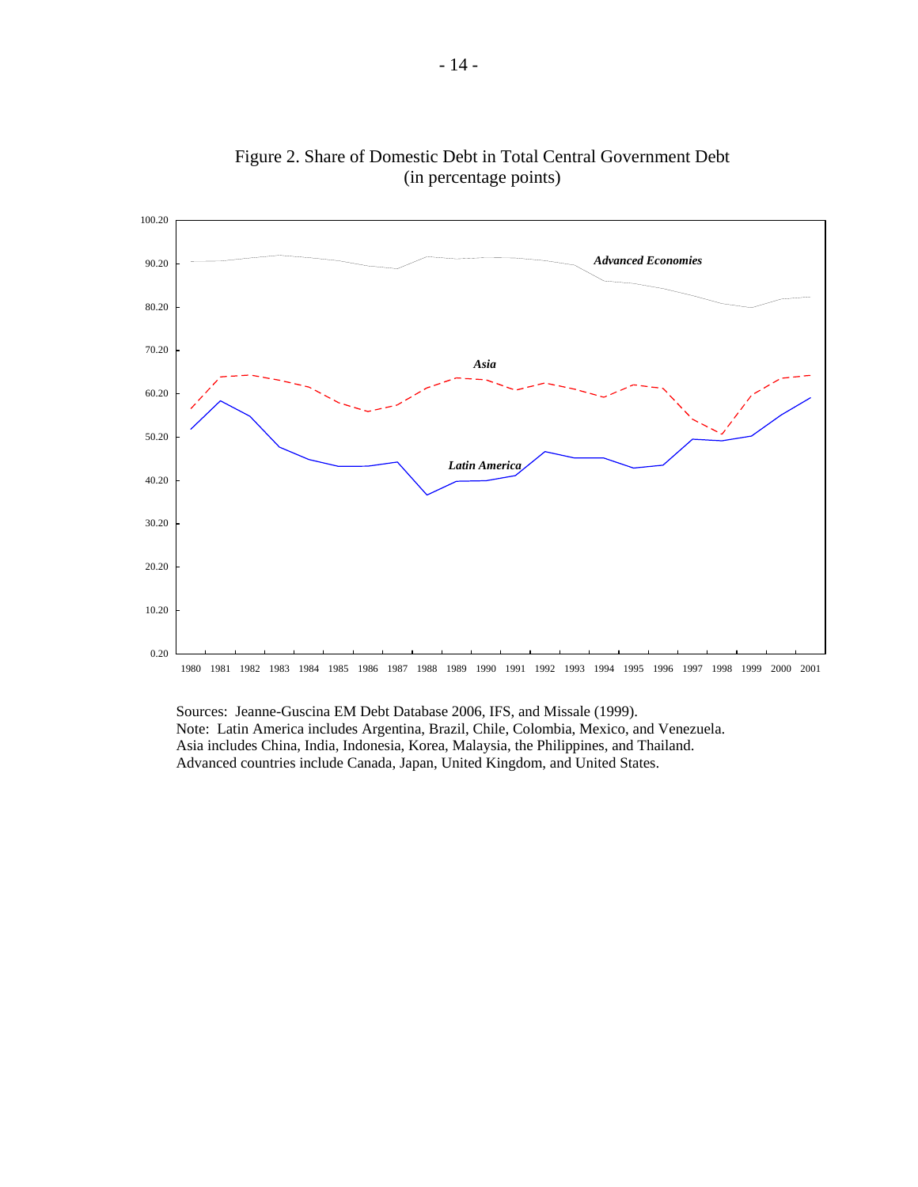Figure 2. Share of Domestic Debt in Total Central Government Debt
(in percentage points)

Sources: Jeanne-Guscina EM Debt Database 2006, IFS, and Missale (1999).
Note: Latin America includes Argentina, Brazil, Chile, Colombia, Mexico, and Venezuela.
Asia includes China, India, Indonesia, Korea, Malaysia, the Philippines, and Thailand.
Advanced countries include Canada, Japan, United Kingdom, and United States.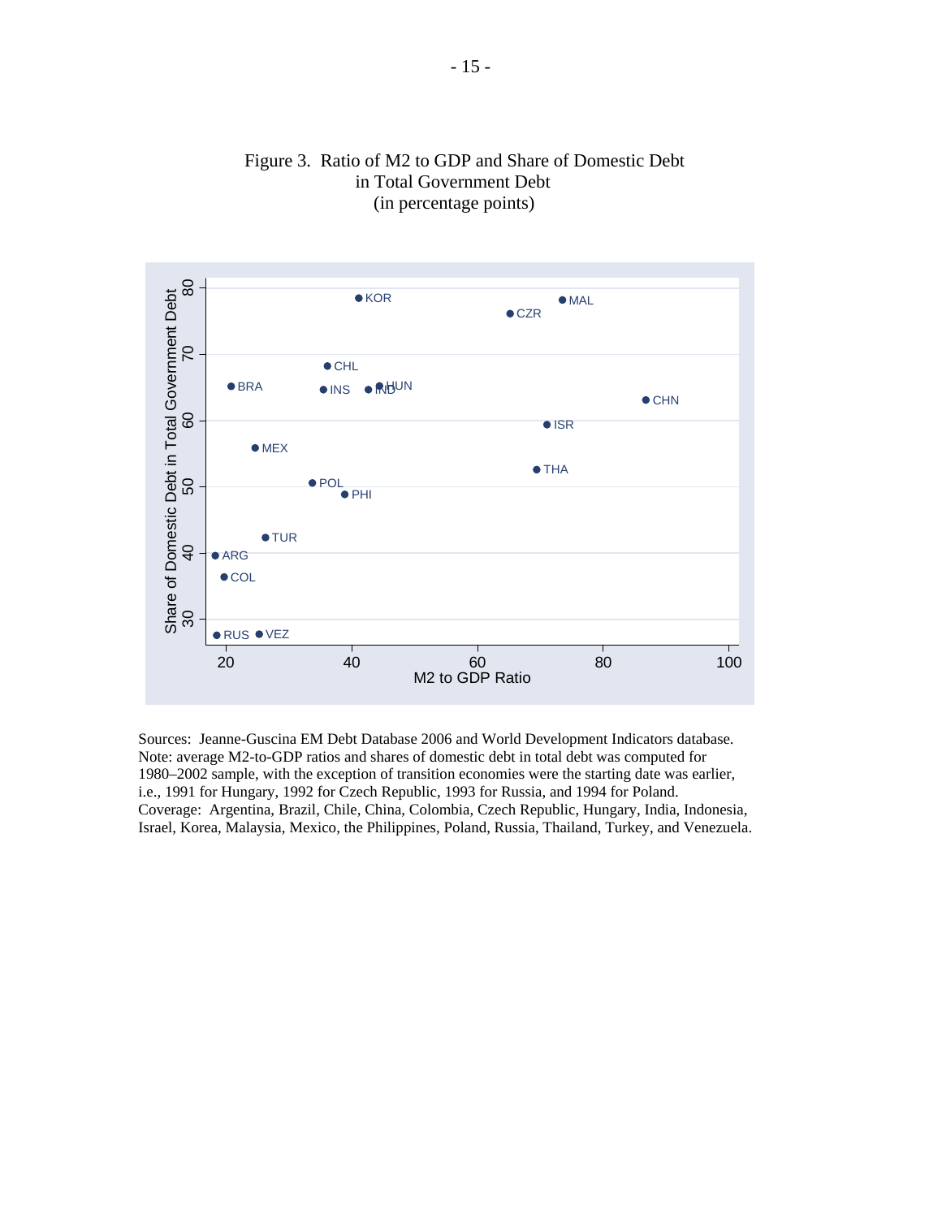Figure 3. Ratio of M2 to GDP and Share of Domestic Debt in Total Government Debt (in percentage points)

Sources: Jeanne-Guscina EM Debt Database 2006 and World Development Indicators database.
Note: average M2-to-GDP ratios and shares of domestic debt in total debt was computed for 1980–2002 sample, with the exception of transition economies were the starting date was earlier, i.e., 1991 for Hungary, 1992 for Czech Republic, 1993 for Russia, and 1994 for Poland.
Coverage: Argentina, Brazil, Chile, China, Colombia, Czech Republic, Hungary, India, Indonesia, Israel, Korea, Malaysia, Mexico, the Philippines, Poland, Russia, Thailand, Turkey, and Venezuela.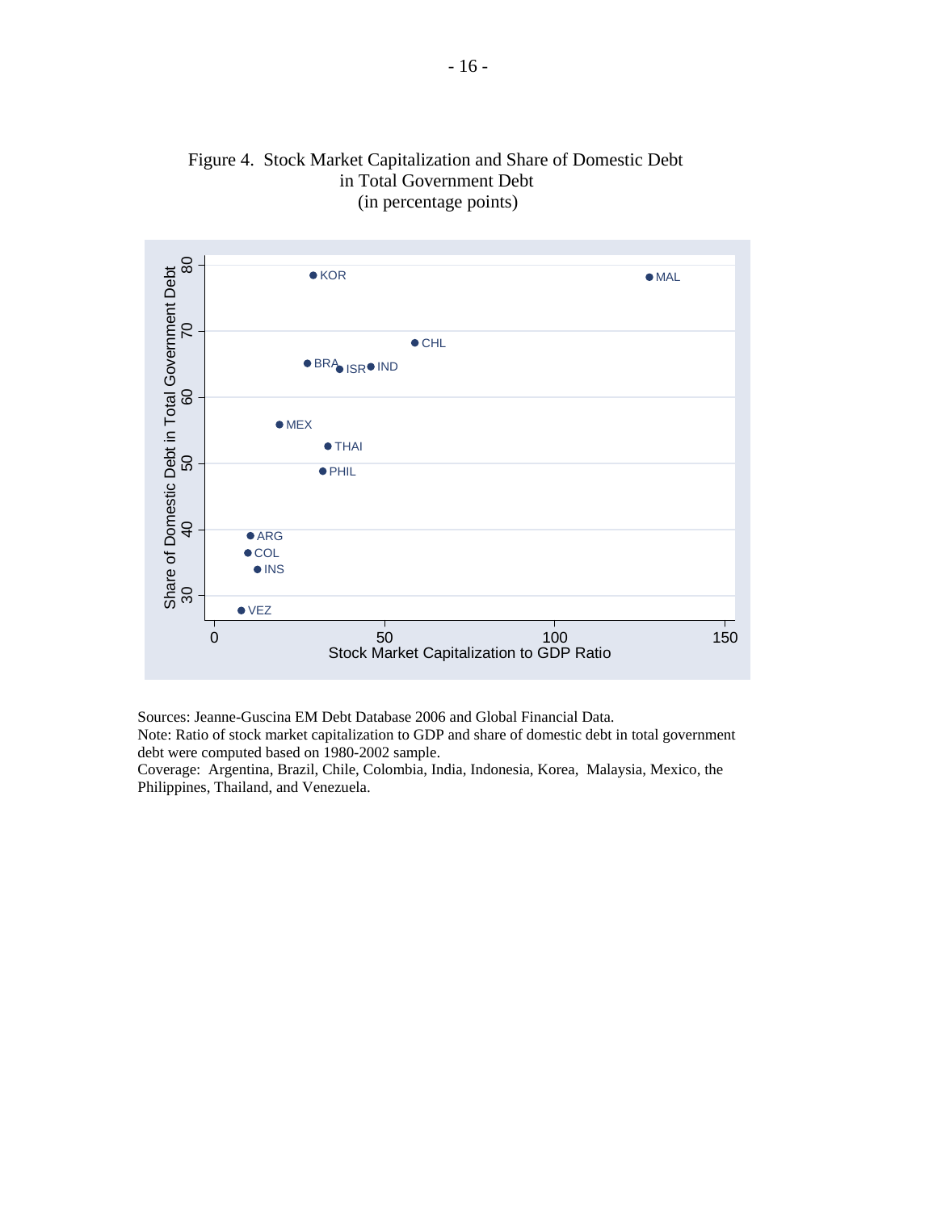Figure 4. Stock Market Capitalization and Share of Domestic Debt in Total Government Debt
(in percentage points)

Sources: Jeanne-Guscina EM Debt Database 2006 and Global Financial Data.
Note: Ratio of stock market capitalization to GDP and share of domestic debt in total government debt were computed based on 1980-2002 sample.
Coverage: Argentina, Brazil, Chile, Colombia, India, Indonesia, Korea, Malaysia, Mexico, the Philippines, Thailand, and Venezuela.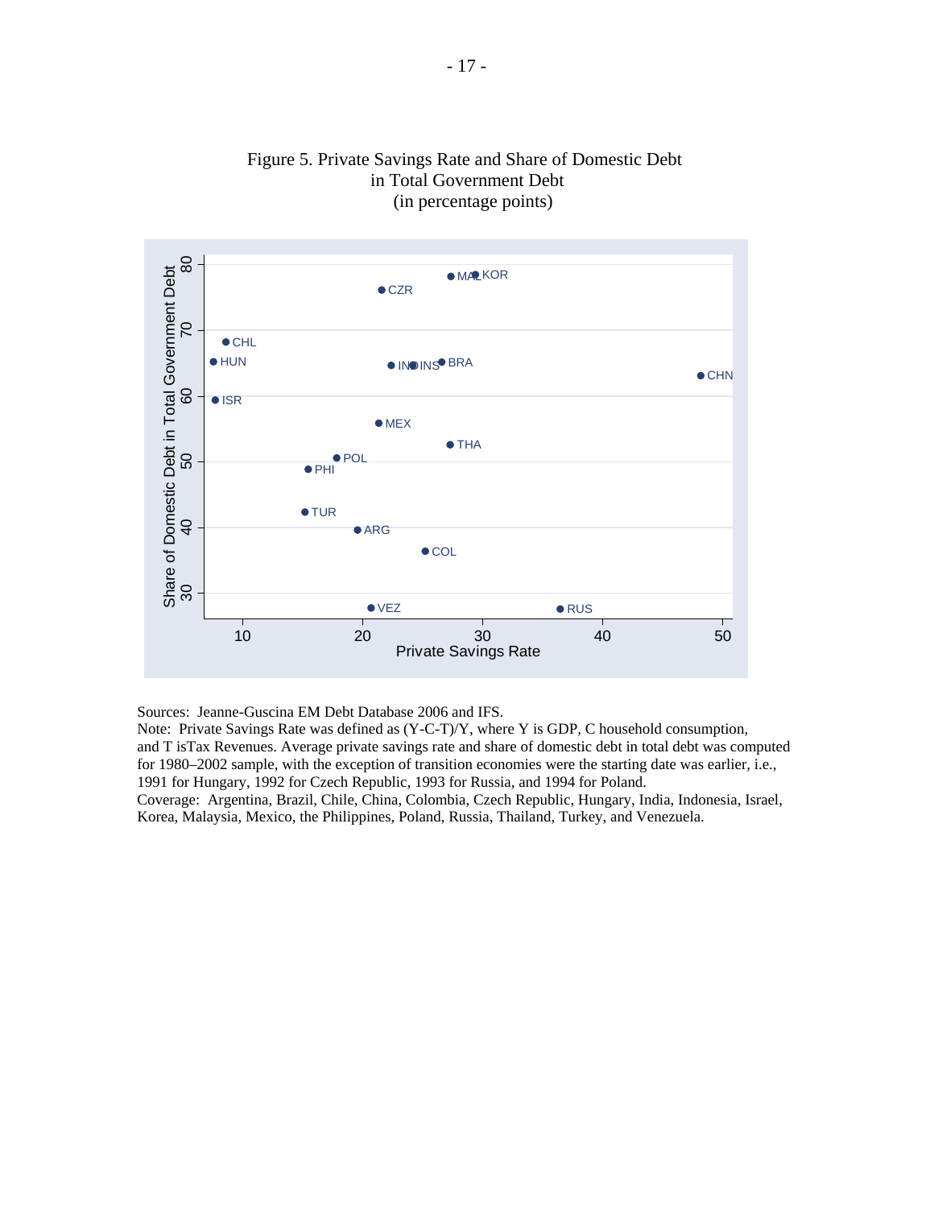Figure 5. Private Savings Rate and Share of Domestic Debt in Total Government Debt
(in percentage points)

Sources: Jeanne-Guscina EM Debt Database 2006 and IFS.
Note: Private Savings Rate was defined as (Y-C-T)/Y, where Y is GDP, C household consumption, and T isTax Revenues. Average private savings rate and share of domestic debt in total debt was computed for 1980–2002 sample, with the exception of transition economies were the starting date was earlier, i.e., 1991 for Hungary, 1992 for Czech Republic, 1993 for Russia, and 1994 for Poland.
Coverage: Argentina, Brazil, Chile, China, Colombia, Czech Republic, Hungary, India, Indonesia, Israel, Korea, Malaysia, Mexico, the Philippines, Poland, Russia, Thailand, Turkey, and Venezuela.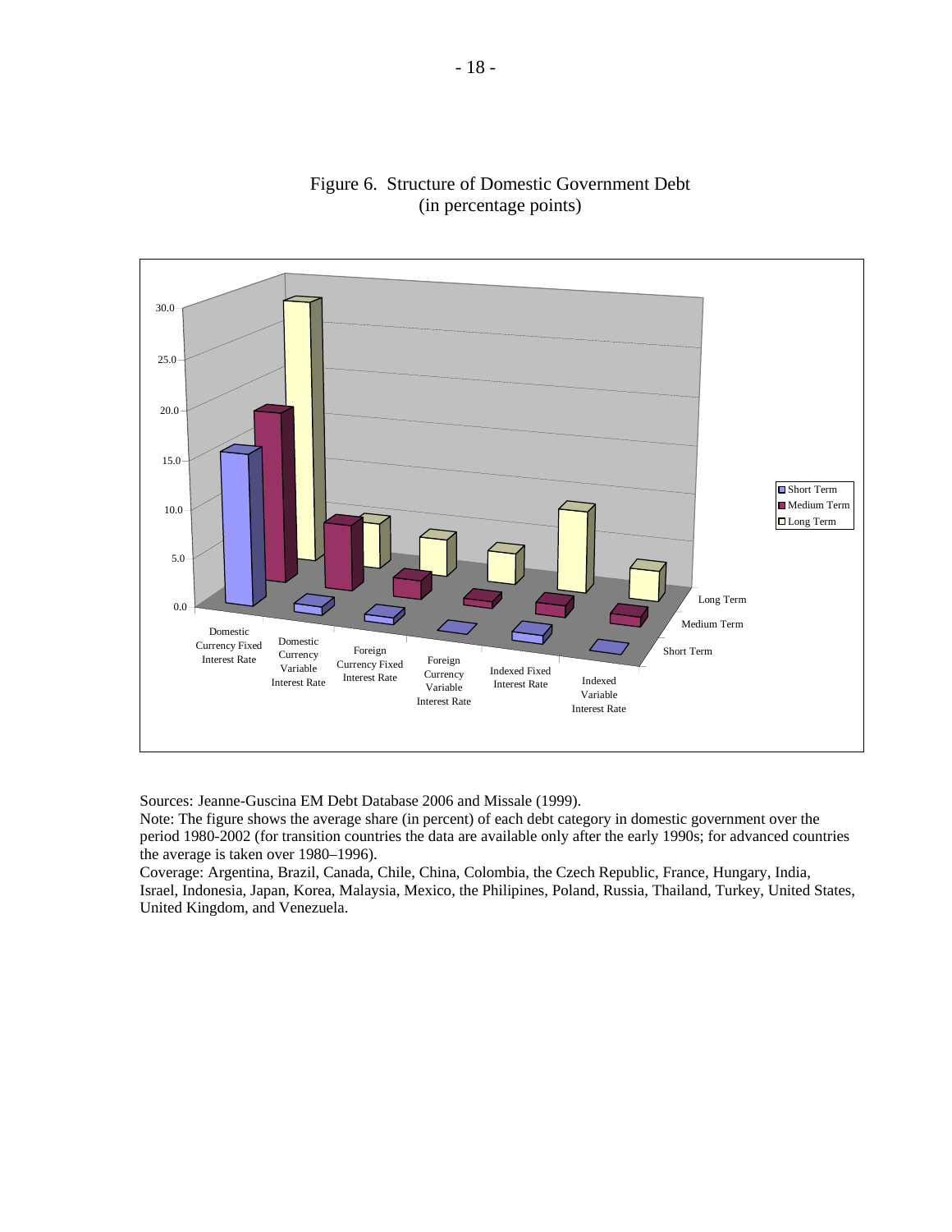Figure 6. Structure of Domestic Government Debt
(in percentage points)

Sources: Jeanne-Guscina EM Debt Database 2006 and Missale (1999).
Note: The figure shows the average share (in percent) of each debt category in domestic government over the period 1980-2002 (for transition countries the data are available only after the early 1990s; for advanced countries the average is taken over 1980–1996).
Coverage: Argentina, Brazil, Canada, Chile, China, Colombia, the Czech Republic, France, Hungary, India, Israel, Indonesia, Japan, Korea, Malaysia, Mexico, the Philipines, Poland, Russia, Thailand, Turkey, United States, United Kingdom, and Venezuela.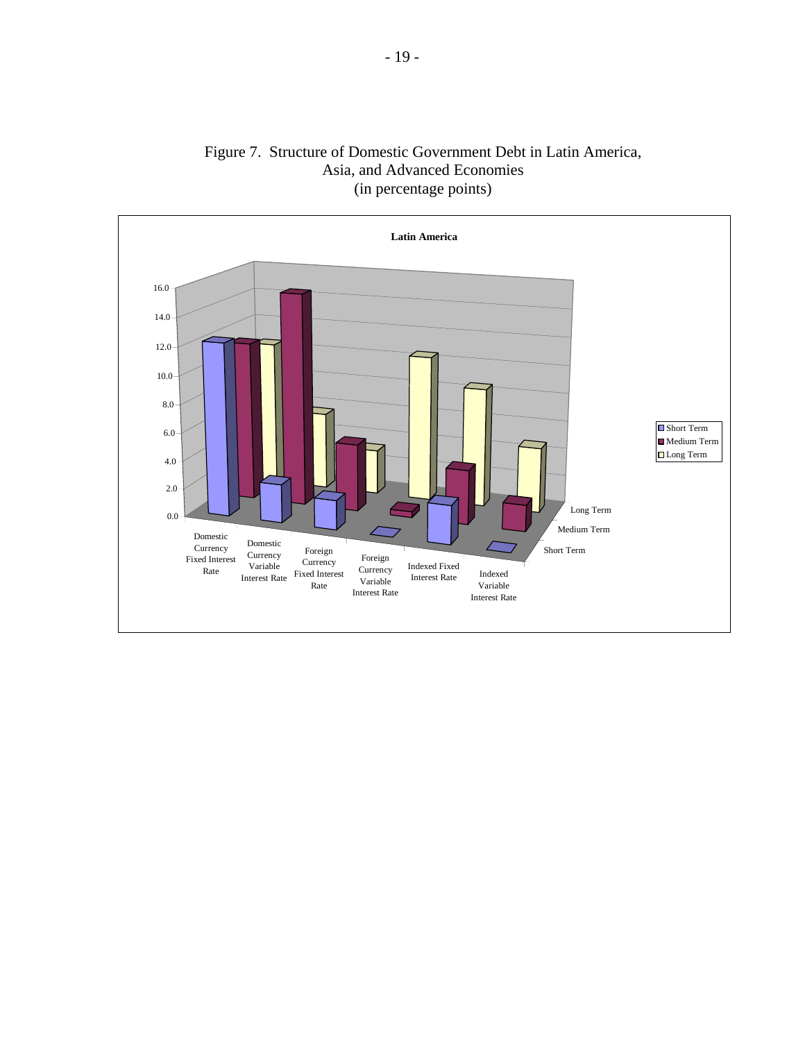Figure 7. Structure of Domestic Government Debt in Latin America, Asia, and Advanced Economies
(in percentage points)

**Latin America**

16.0
14.0
12.0
10.0
8.0
6.0
4.0
2.0
0.0

Domestic Currency Fixed Interest Rate | Domestic Currency Variable Interest Rate | Foreign Currency Fixed Interest Rate | Foreign Currency Variable Interest Rate | Indexed Fixed Interest Rate | Indexed Variable Interest Rate

Long Term
Medium Term
Short Term

- Short Term
- Medium Term
- Long Term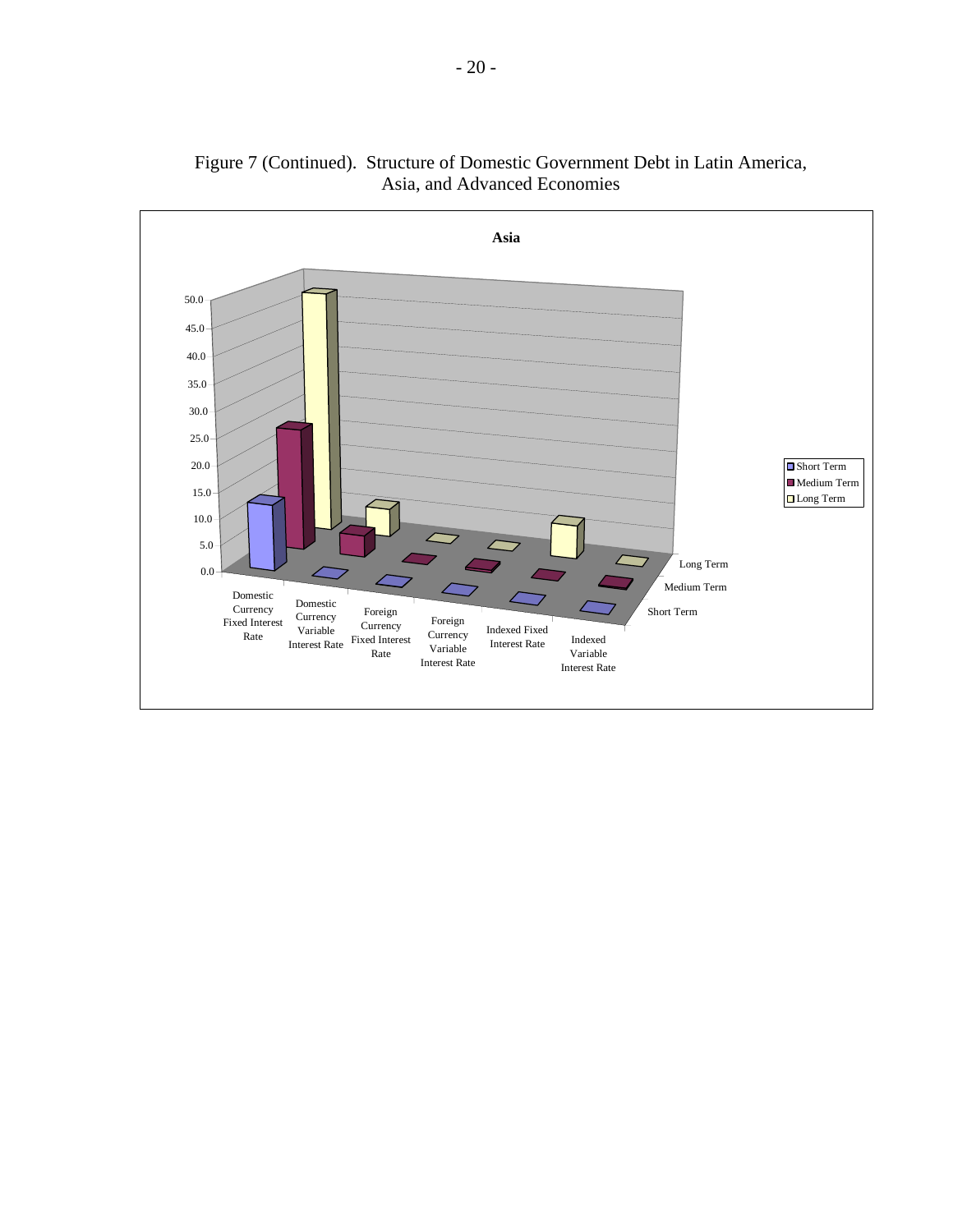Figure 7 (Continued). Structure of Domestic Government Debt in Latin America, Asia, and Advanced Economies

**Asia**

50.0
45.0
40.0
35.0
30.0
25.0
20.0
15.0
10.0
5.0
0.0

Short Term
Medium Term
Long Term

Long Term
Medium Term
Short Term

Domestic Currency Fixed Interest Rate
Domestic Currency Variable Interest Rate
Foreign Currency Fixed Interest Rate
Foreign Currency Variable Interest Rate
Indexed Fixed Interest Rate
Indexed Variable Interest Rate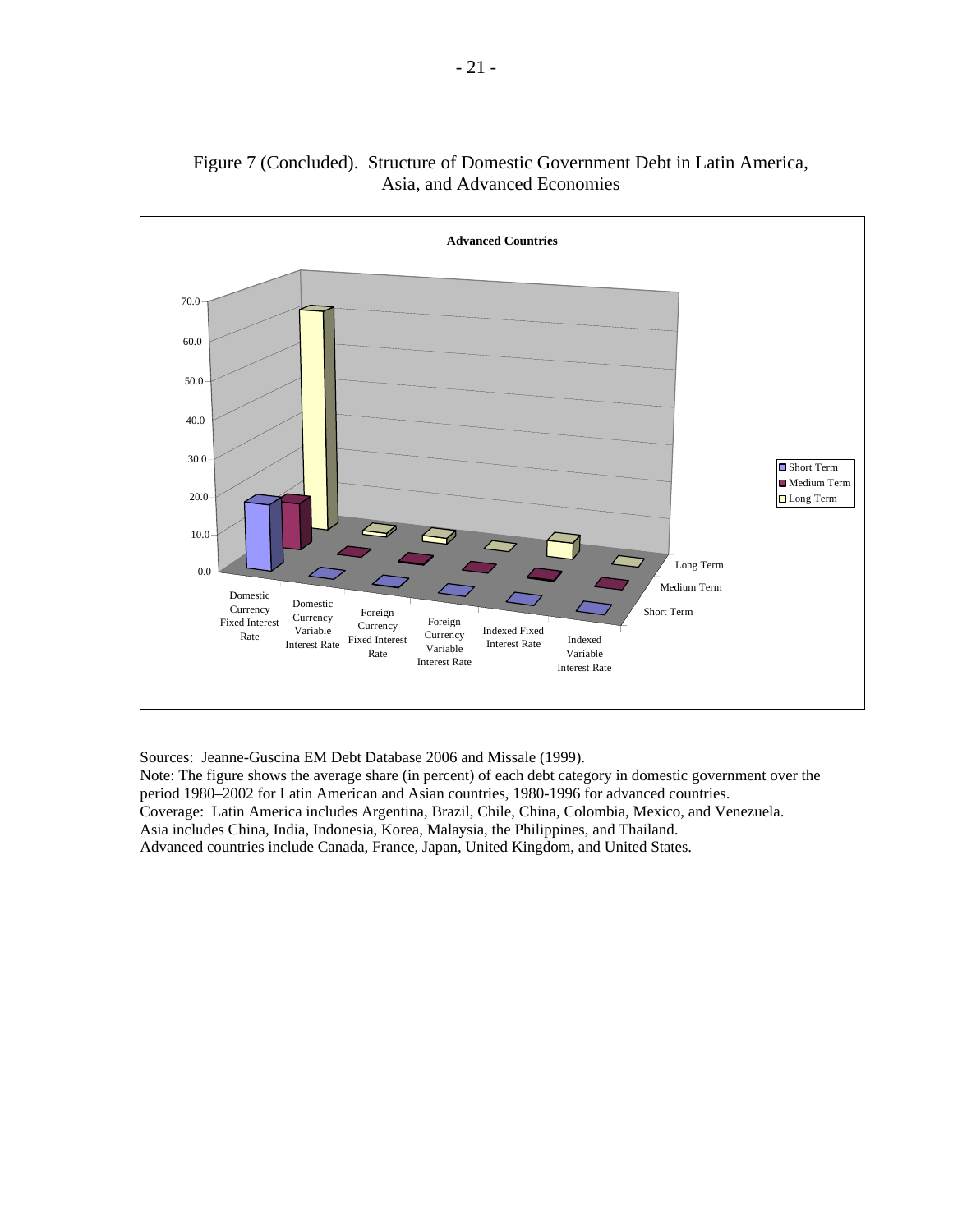Figure 7 (Concluded). Structure of Domestic Government Debt in Latin America, Asia, and Advanced Economies

**Advanced Countries**

Sources: Jeanne-Guscina EM Debt Database 2006 and Missale (1999).
Note: The figure shows the average share (in percent) of each debt category in domestic government over the period 1980–2002 for Latin American and Asian countries, 1980-1996 for advanced countries.
Coverage: Latin America includes Argentina, Brazil, Chile, China, Colombia, Mexico, and Venezuela.
Asia includes China, India, Indonesia, Korea, Malaysia, the Philippines, and Thailand.
Advanced countries include Canada, France, Japan, United Kingdom, and United States.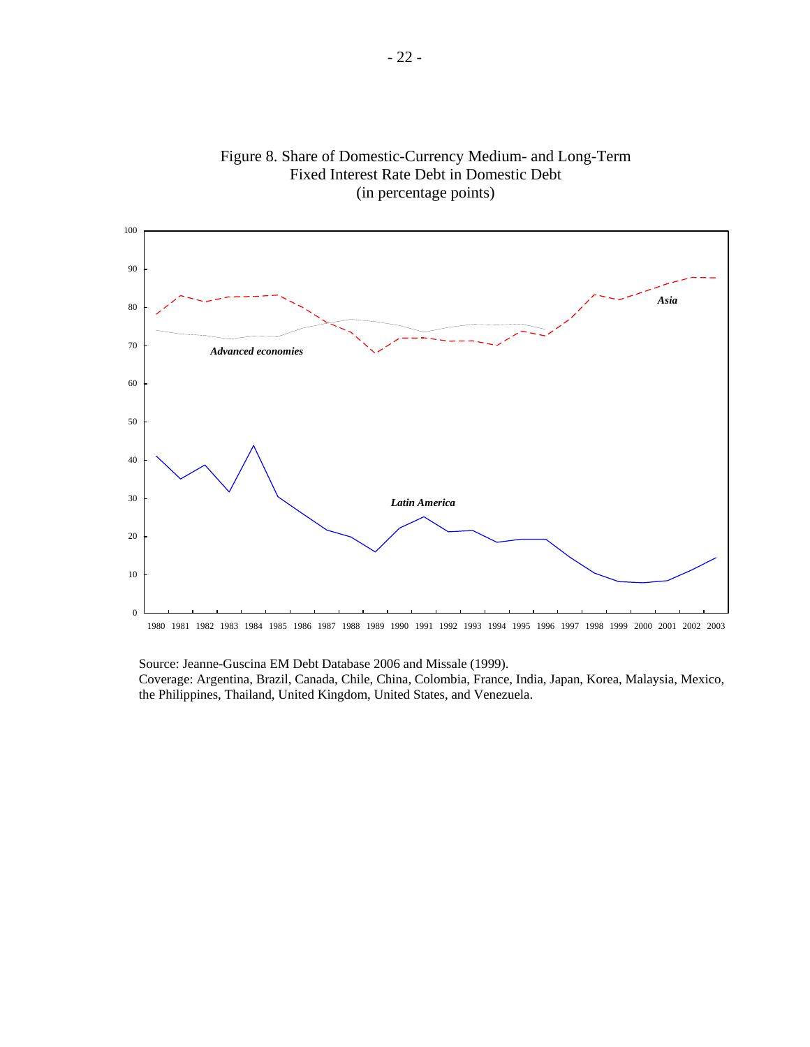Figure 8. Share of Domestic-Currency Medium- and Long-Term Fixed Interest Rate Debt in Domestic Debt
(in percentage points)

Source: Jeanne-Guscina EM Debt Database 2006 and Missale (1999).
Coverage: Argentina, Brazil, Canada, Chile, China, Colombia, France, India, Japan, Korea, Malaysia, Mexico, the Philippines, Thailand, United Kingdom, United States, and Venezuela.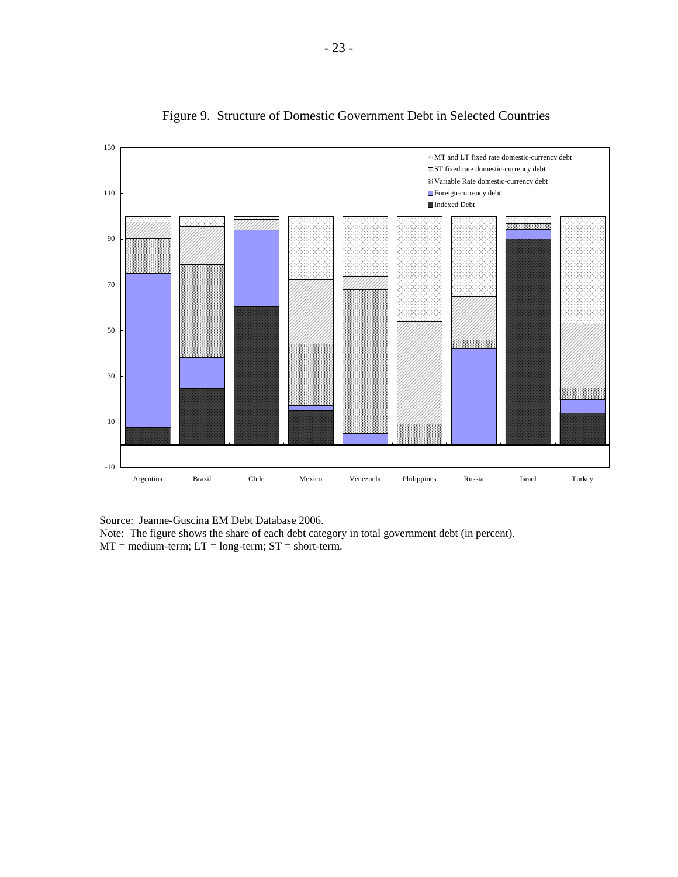Figure 9. Structure of Domestic Government Debt in Selected Countries

Source: Jeanne-Guscina EM Debt Database 2006.
Note: The figure shows the share of each debt category in total government debt (in percent).
MT = medium-term; LT = long-term; ST = short-term.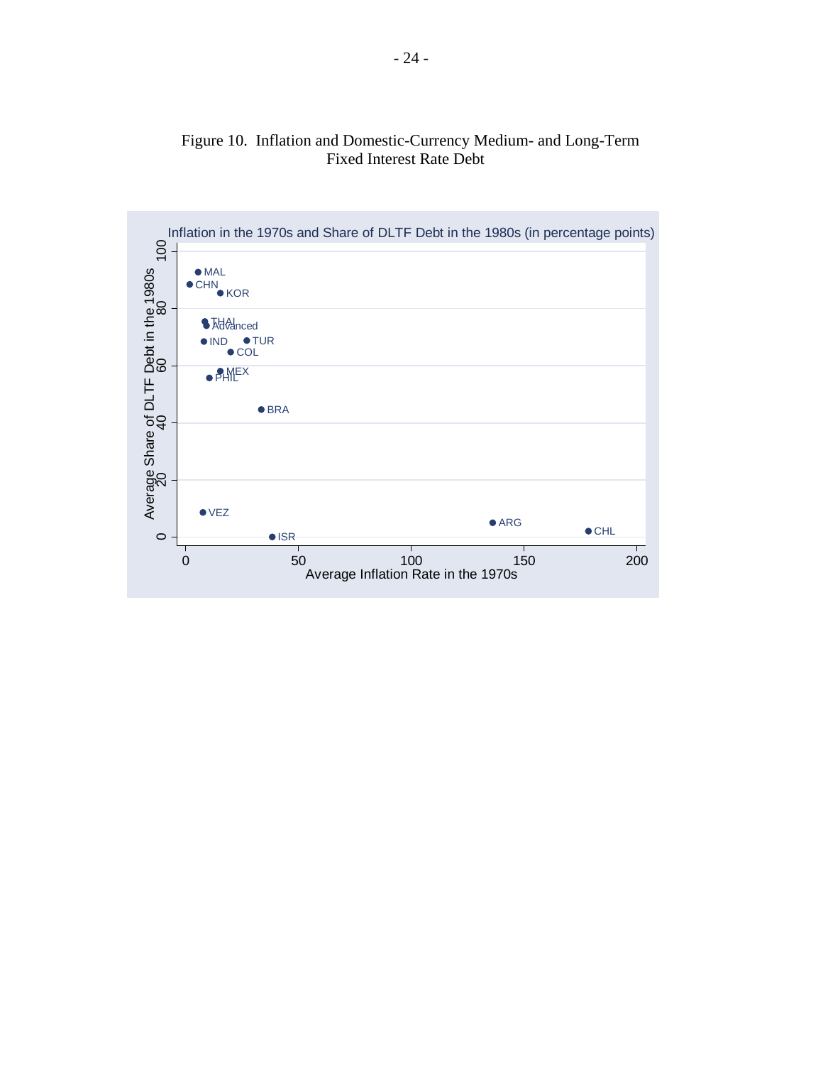Figure 10. Inflation and Domestic-Currency Medium- and Long-Term Fixed Interest Rate Debt

Inflation in the 1970s and Share of DLTF Debt in the 1980s (in percentage points)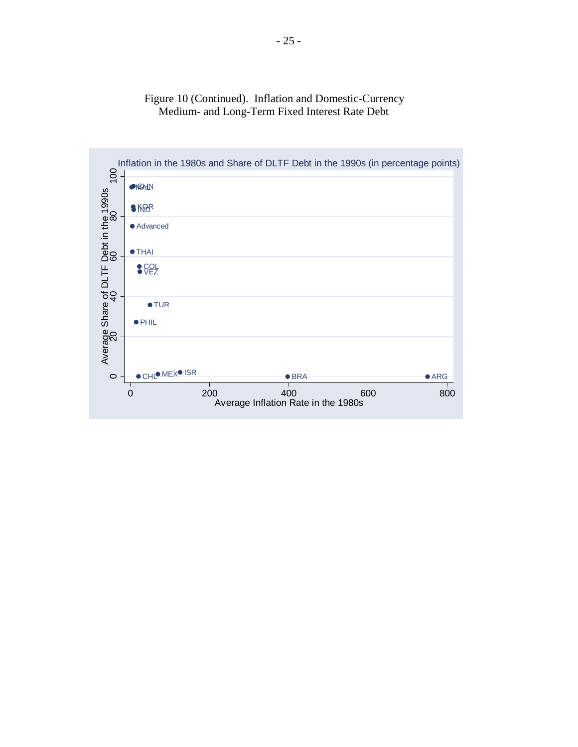Figure 10 (Continued). Inflation and Domestic-Currency Medium- and Long-Term Fixed Interest Rate Debt

Inflation in the 1980s and Share of DLTF Debt in the 1990s (in percentage points)

Average Share of DLTF Debt in the 1990s

Average Inflation Rate in the 1980s

CHN, MAL, KOR, IND, Advanced, THAI, COL, VEZ, TUR, PHIL, CHL, MEX, ISR, BRA, ARG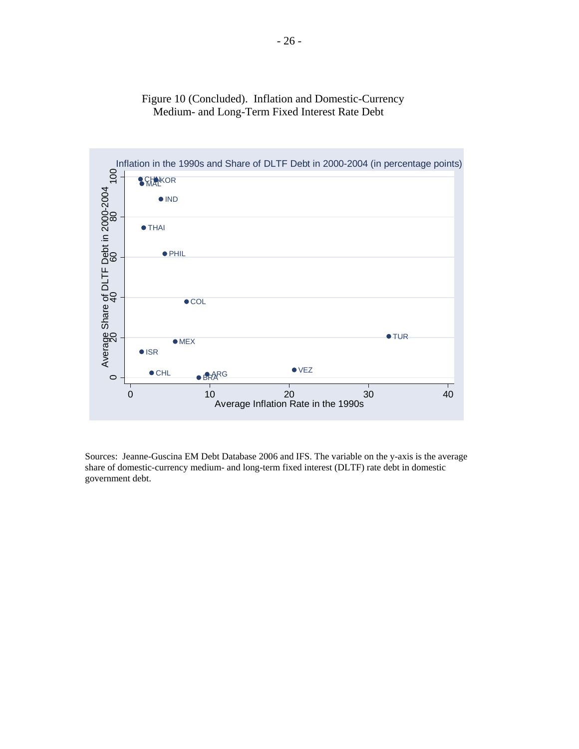Figure 10 (Concluded). Inflation and Domestic-Currency Medium- and Long-Term Fixed Interest Rate Debt

Inflation in the 1990s and Share of DLTF Debt in 2000-2004 (in percentage points)

Sources: Jeanne-Guscina EM Debt Database 2006 and IFS. The variable on the y-axis is the average share of domestic-currency medium- and long-term fixed interest (DLTF) rate debt in domestic government debt.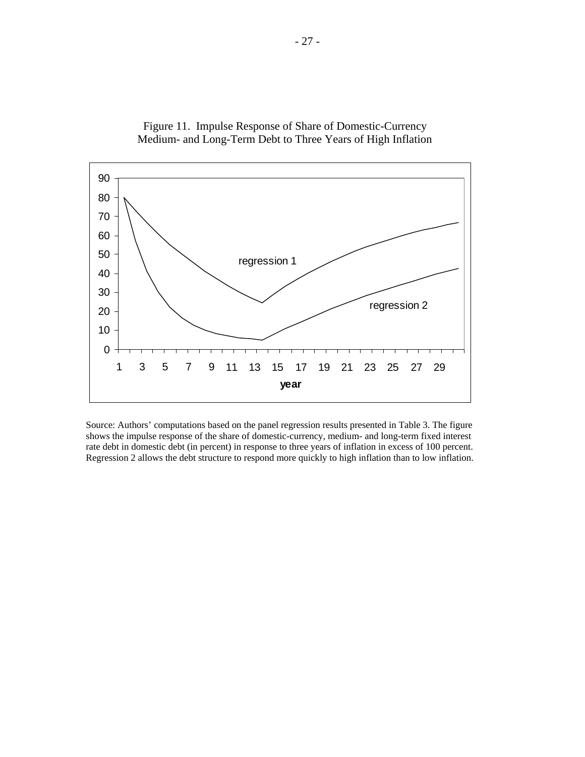Figure 11. Impulse Response of Share of Domestic-Currency Medium- and Long-Term Debt to Three Years of High Inflation

Source: Authors' computations based on the panel regression results presented in Table 3. The figure shows the impulse response of the share of domestic-currency, medium- and long-term fixed interest rate debt in domestic debt (in percent) in response to three years of inflation in excess of 100 percent. Regression 2 allows the debt structure to respond more quickly to high inflation than to low inflation.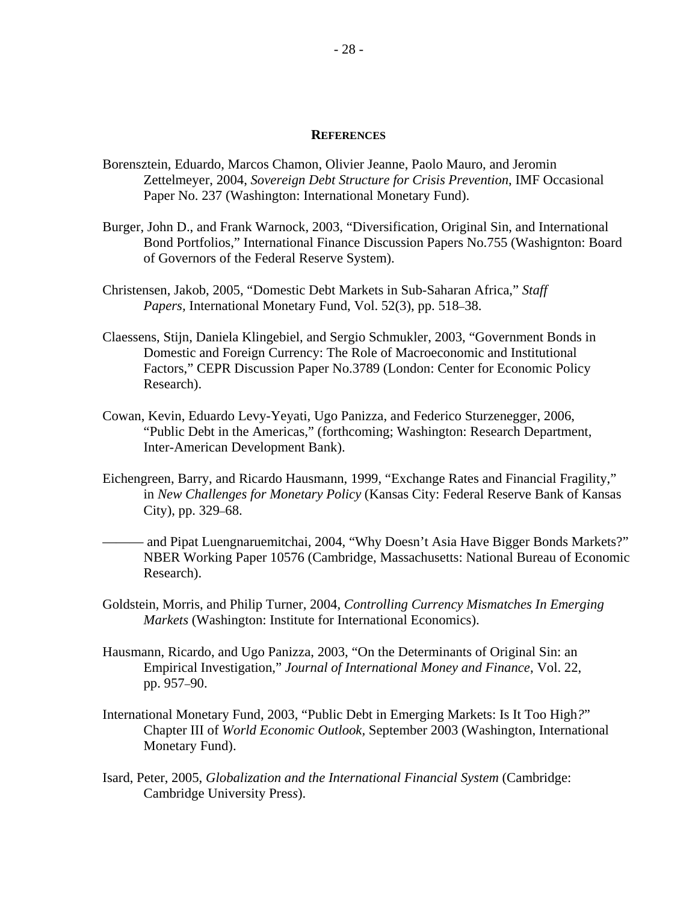## REFERENCES

Borensztein, Eduardo, Marcos Chamon, Olivier Jeanne, Paolo Mauro, and Jeromin Zettelmeyer, 2004, *Sovereign Debt Structure for Crisis Prevention*, IMF Occasional Paper No. 237 (Washington: International Monetary Fund).

Burger, John D., and Frank Warnock, 2003, "Diversification, Original Sin, and International Bond Portfolios," International Finance Discussion Papers No.755 (Washignton: Board of Governors of the Federal Reserve System).

Christensen, Jakob, 2005, "Domestic Debt Markets in Sub-Saharan Africa," *Staff Papers*, International Monetary Fund, Vol. 52(3), pp. 518–38.

Claessens, Stijn, Daniela Klingebiel, and Sergio Schmukler, 2003, "Government Bonds in Domestic and Foreign Currency: The Role of Macroeconomic and Institutional Factors," CEPR Discussion Paper No.3789 (London: Center for Economic Policy Research).

Cowan, Kevin, Eduardo Levy-Yeyati, Ugo Panizza, and Federico Sturzenegger, 2006, "Public Debt in the Americas," (forthcoming; Washington: Research Department, Inter-American Development Bank).

Eichengreen, Barry, and Ricardo Hausmann, 1999, "Exchange Rates and Financial Fragility," in *New Challenges for Monetary Policy* (Kansas City: Federal Reserve Bank of Kansas City), pp. 329–68.

——— and Pipat Luengnaruemitchai, 2004, "Why Doesn't Asia Have Bigger Bonds Markets?" NBER Working Paper 10576 (Cambridge, Massachusetts: National Bureau of Economic Research).

Goldstein, Morris, and Philip Turner, 2004, *Controlling Currency Mismatches In Emerging Markets* (Washington: Institute for International Economics).

Hausmann, Ricardo, and Ugo Panizza, 2003, "On the Determinants of Original Sin: an Empirical Investigation," *Journal of International Money and Finance*, Vol. 22, pp. 957–90.

International Monetary Fund, 2003, "Public Debt in Emerging Markets: Is It Too High?" Chapter III of *World Economic Outlook*, September 2003 (Washington, International Monetary Fund).

Isard, Peter, 2005, *Globalization and the International Financial System* (Cambridge: Cambridge University Press).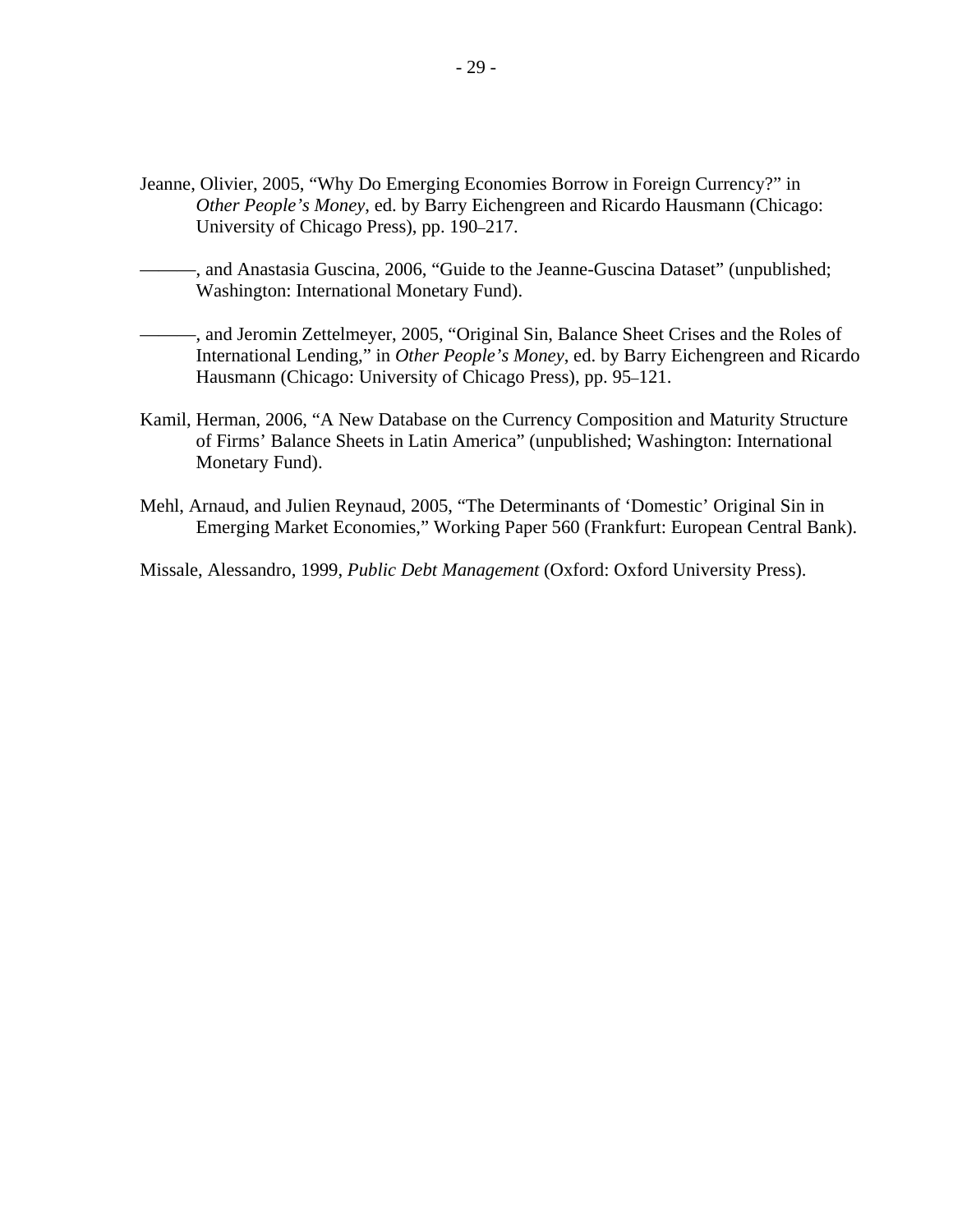Jeanne, Olivier, 2005, "Why Do Emerging Economies Borrow in Foreign Currency?" in *Other People's Money*, ed. by Barry Eichengreen and Ricardo Hausmann (Chicago: University of Chicago Press), pp. 190–217.

———, and Anastasia Guscina, 2006, "Guide to the Jeanne-Guscina Dataset" (unpublished; Washington: International Monetary Fund).

———, and Jeromin Zettelmeyer, 2005, "Original Sin, Balance Sheet Crises and the Roles of International Lending," in *Other People's Money*, ed. by Barry Eichengreen and Ricardo Hausmann (Chicago: University of Chicago Press), pp. 95–121.

Kamil, Herman, 2006, "A New Database on the Currency Composition and Maturity Structure of Firms' Balance Sheets in Latin America" (unpublished; Washington: International Monetary Fund).

Mehl, Arnaud, and Julien Reynaud, 2005, "The Determinants of 'Domestic' Original Sin in Emerging Market Economies," Working Paper 560 (Frankfurt: European Central Bank).

Missale, Alessandro, 1999, *Public Debt Management* (Oxford: Oxford University Press).